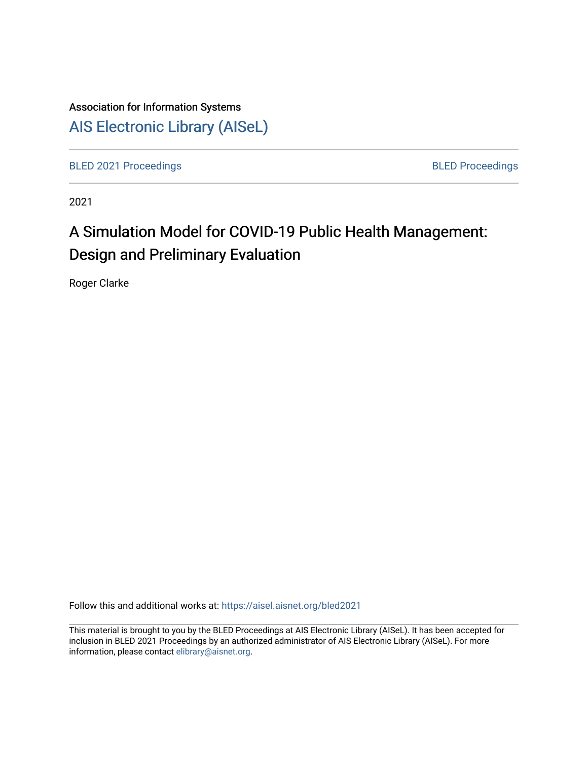Association for Information Systems

AIS Electronic Library (AISeL)

BLED 2021 Proceedings

BLED Proceedings

2021

# A Simulation Model for COVID-19 Public Health Management: Design and Preliminary Evaluation

Roger Clarke

Follow this and additional works at: https://aisel.aisnet.org/bled2021

This material is brought to you by the BLED Proceedings at AIS Electronic Library (AISeL). It has been accepted for inclusion in BLED 2021 Proceedings by an authorized administrator of AIS Electronic Library (AISeL). For more information, please contact elibrary@aisnet.org.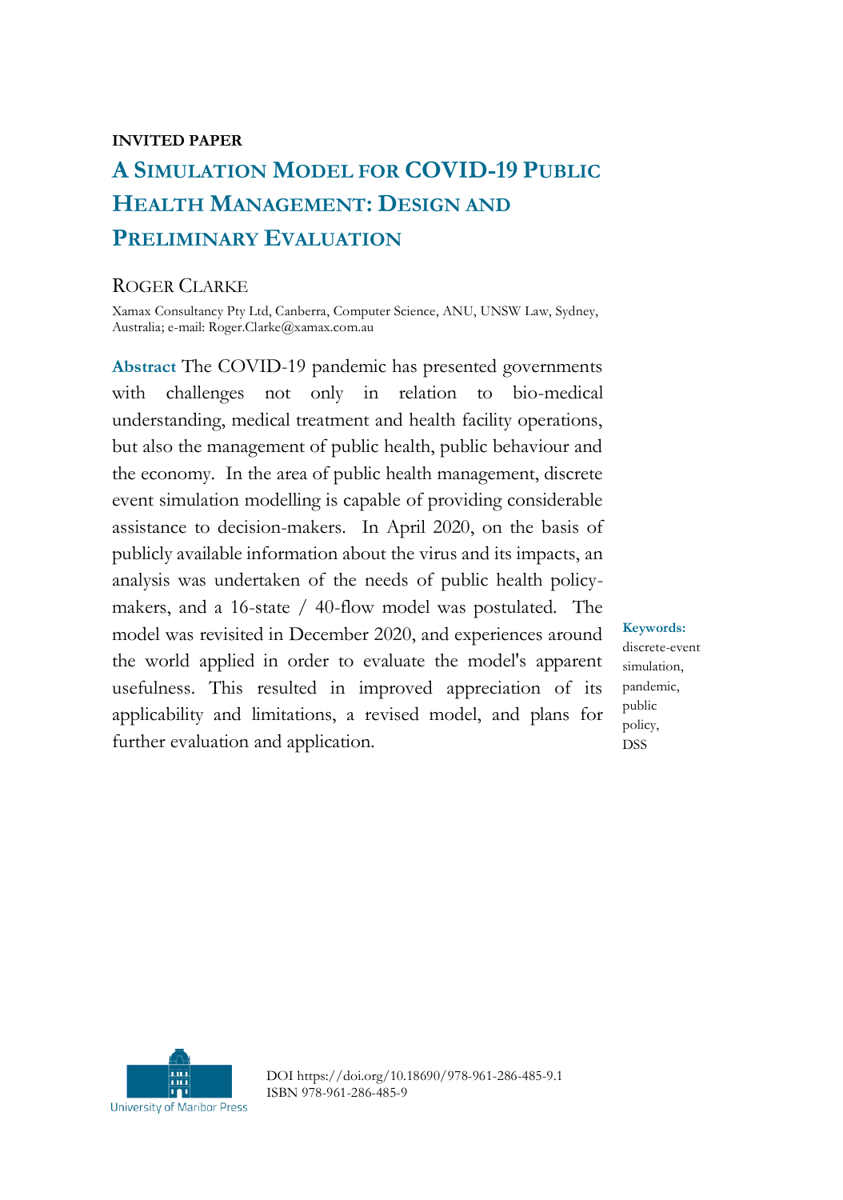**INVITED PAPER**

# A SIMULATION MODEL FOR COVID-19 PUBLIC HEALTH MANAGEMENT: DESIGN AND PRELIMINARY EVALUATION

ROGER CLARKE

Xamax Consultancy Pty Ltd, Canberra, Computer Science, ANU, UNSW Law, Sydney, Australia; e-mail: Roger.Clarke@xamax.com.au

**Abstract** The COVID-19 pandemic has presented governments with challenges not only in relation to bio-medical understanding, medical treatment and health facility operations, but also the management of public health, public behaviour and the economy. In the area of public health management, discrete event simulation modelling is capable of providing considerable assistance to decision-makers. In April 2020, on the basis of publicly available information about the virus and its impacts, an analysis was undertaken of the needs of public health policy-makers, and a 16-state / 40-flow model was postulated. The model was revisited in December 2020, and experiences around the world applied in order to evaluate the model's apparent usefulness. This resulted in improved appreciation of its applicability and limitations, a revised model, and plans for further evaluation and application.

**Keywords:** discrete-event simulation, pandemic, public policy, DSS

University of Maribor Press

DOI https://doi.org/10.18690/978-961-286-485-9.1
ISBN 978-961-286-485-9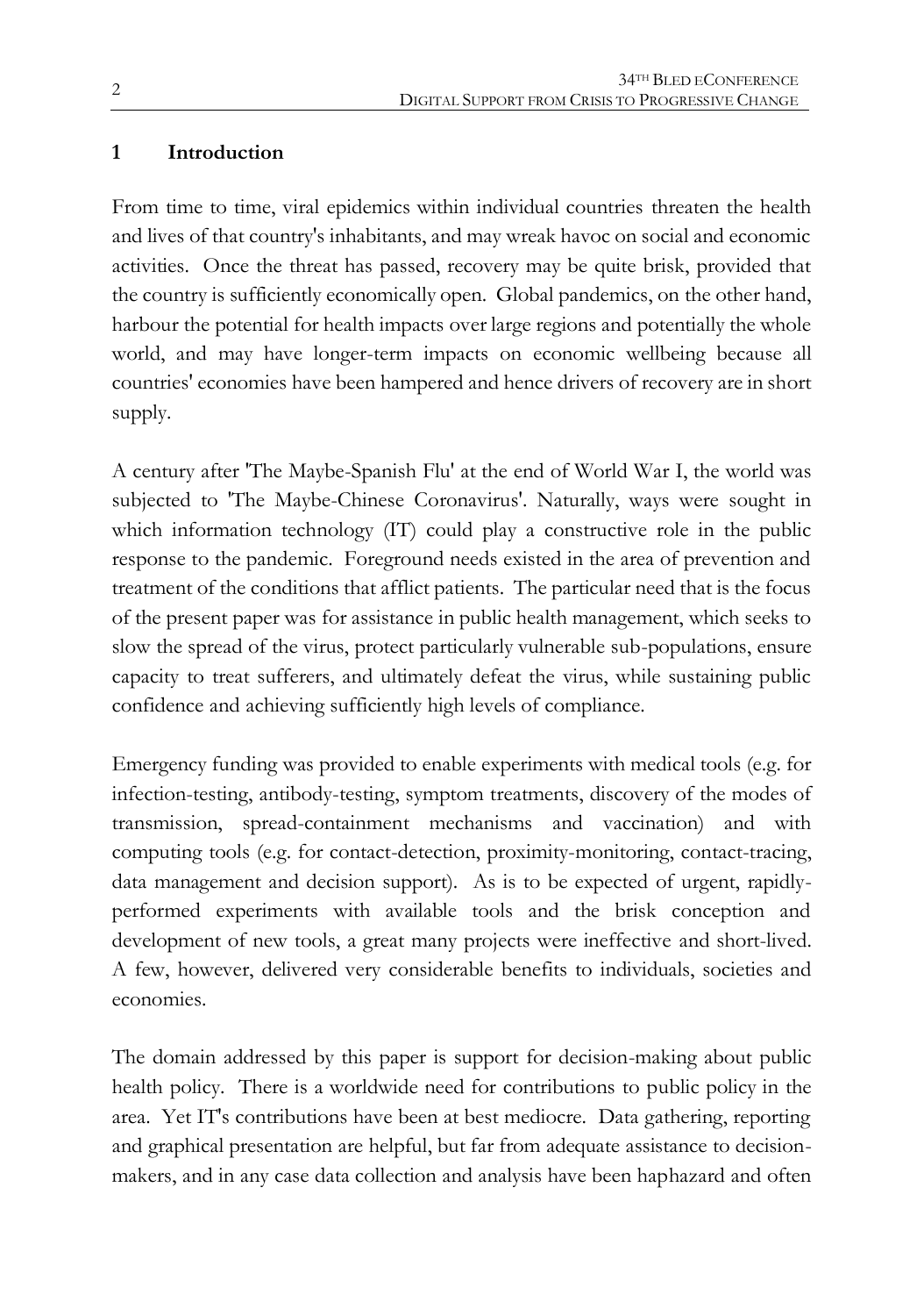## 1 Introduction

From time to time, viral epidemics within individual countries threaten the health and lives of that country's inhabitants, and may wreak havoc on social and economic activities. Once the threat has passed, recovery may be quite brisk, provided that the country is sufficiently economically open. Global pandemics, on the other hand, harbour the potential for health impacts over large regions and potentially the whole world, and may have longer-term impacts on economic wellbeing because all countries' economies have been hampered and hence drivers of recovery are in short supply.

A century after 'The Maybe-Spanish Flu' at the end of World War I, the world was subjected to 'The Maybe-Chinese Coronavirus'. Naturally, ways were sought in which information technology (IT) could play a constructive role in the public response to the pandemic. Foreground needs existed in the area of prevention and treatment of the conditions that afflict patients. The particular need that is the focus of the present paper was for assistance in public health management, which seeks to slow the spread of the virus, protect particularly vulnerable sub-populations, ensure capacity to treat sufferers, and ultimately defeat the virus, while sustaining public confidence and achieving sufficiently high levels of compliance.

Emergency funding was provided to enable experiments with medical tools (e.g. for infection-testing, antibody-testing, symptom treatments, discovery of the modes of transmission, spread-containment mechanisms and vaccination) and with computing tools (e.g. for contact-detection, proximity-monitoring, contact-tracing, data management and decision support). As is to be expected of urgent, rapidly-performed experiments with available tools and the brisk conception and development of new tools, a great many projects were ineffective and short-lived. A few, however, delivered very considerable benefits to individuals, societies and economies.

The domain addressed by this paper is support for decision-making about public health policy. There is a worldwide need for contributions to public policy in the area. Yet IT's contributions have been at best mediocre. Data gathering, reporting and graphical presentation are helpful, but far from adequate assistance to decision-makers, and in any case data collection and analysis have been haphazard and often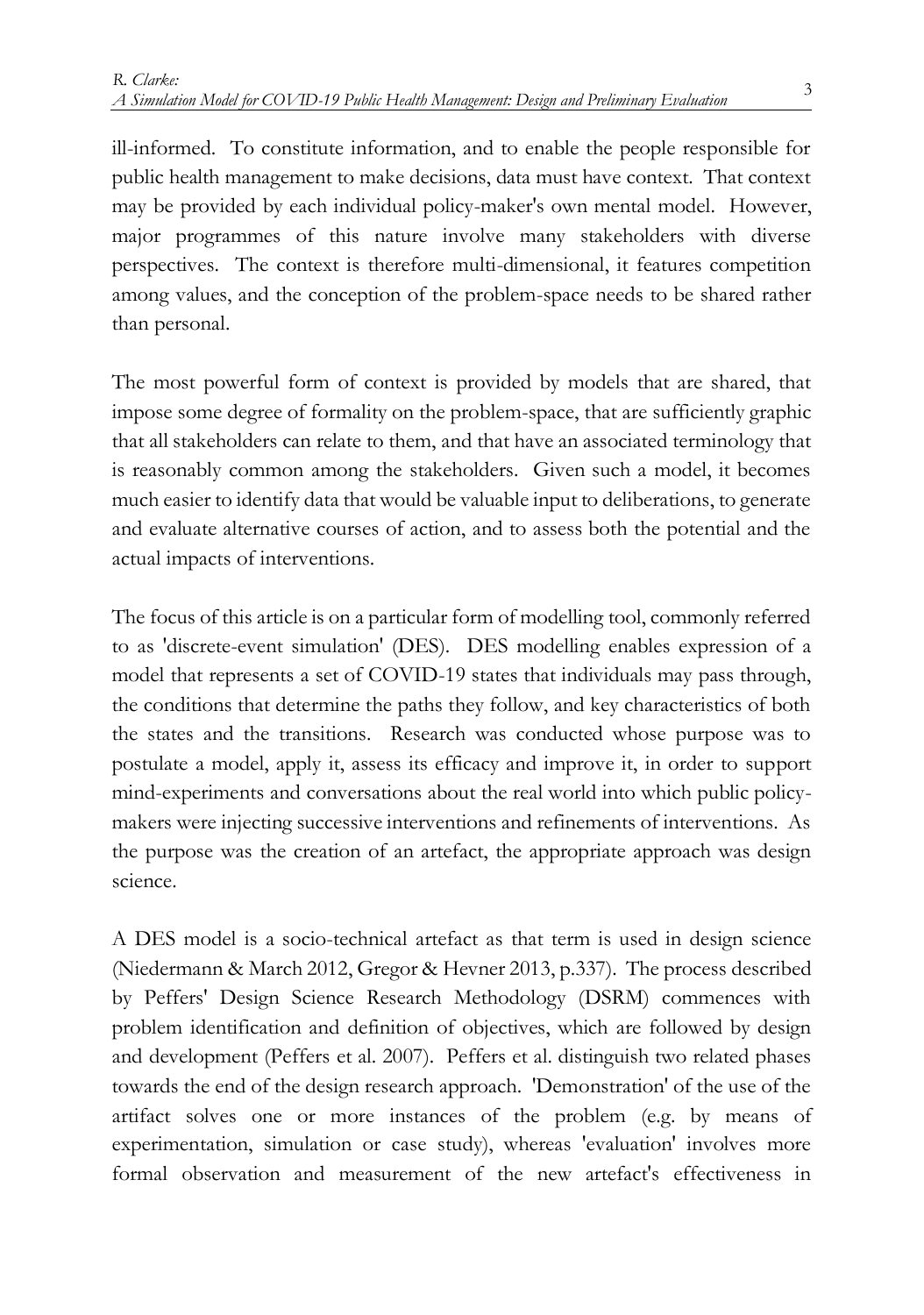ill-informed. To constitute information, and to enable the people responsible for public health management to make decisions, data must have context. That context may be provided by each individual policy-maker's own mental model. However, major programmes of this nature involve many stakeholders with diverse perspectives. The context is therefore multi-dimensional, it features competition among values, and the conception of the problem-space needs to be shared rather than personal.

The most powerful form of context is provided by models that are shared, that impose some degree of formality on the problem-space, that are sufficiently graphic that all stakeholders can relate to them, and that have an associated terminology that is reasonably common among the stakeholders. Given such a model, it becomes much easier to identify data that would be valuable input to deliberations, to generate and evaluate alternative courses of action, and to assess both the potential and the actual impacts of interventions.

The focus of this article is on a particular form of modelling tool, commonly referred to as 'discrete-event simulation' (DES). DES modelling enables expression of a model that represents a set of COVID-19 states that individuals may pass through, the conditions that determine the paths they follow, and key characteristics of both the states and the transitions. Research was conducted whose purpose was to postulate a model, apply it, assess its efficacy and improve it, in order to support mind-experiments and conversations about the real world into which public policy-makers were injecting successive interventions and refinements of interventions. As the purpose was the creation of an artefact, the appropriate approach was design science.

A DES model is a socio-technical artefact as that term is used in design science (Niedermann & March 2012, Gregor & Hevner 2013, p.337). The process described by Peffers' Design Science Research Methodology (DSRM) commences with problem identification and definition of objectives, which are followed by design and development (Peffers et al. 2007). Peffers et al. distinguish two related phases towards the end of the design research approach. 'Demonstration' of the use of the artifact solves one or more instances of the problem (e.g. by means of experimentation, simulation or case study), whereas 'evaluation' involves more formal observation and measurement of the new artefact's effectiveness in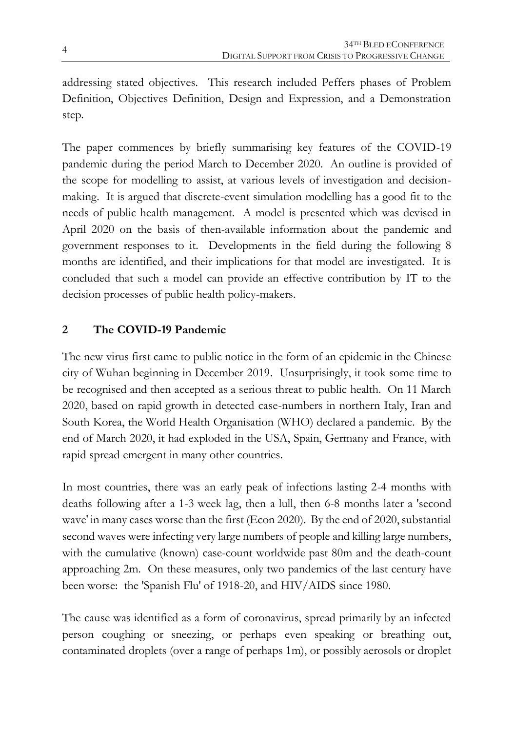addressing stated objectives. This research included Peffers phases of Problem Definition, Objectives Definition, Design and Expression, and a Demonstration step.

The paper commences by briefly summarising key features of the COVID-19 pandemic during the period March to December 2020. An outline is provided of the scope for modelling to assist, at various levels of investigation and decision-making. It is argued that discrete-event simulation modelling has a good fit to the needs of public health management. A model is presented which was devised in April 2020 on the basis of then-available information about the pandemic and government responses to it. Developments in the field during the following 8 months are identified, and their implications for that model are investigated. It is concluded that such a model can provide an effective contribution by IT to the decision processes of public health policy-makers.

## 2 The COVID-19 Pandemic

The new virus first came to public notice in the form of an epidemic in the Chinese city of Wuhan beginning in December 2019. Unsurprisingly, it took some time to be recognised and then accepted as a serious threat to public health. On 11 March 2020, based on rapid growth in detected case-numbers in northern Italy, Iran and South Korea, the World Health Organisation (WHO) declared a pandemic. By the end of March 2020, it had exploded in the USA, Spain, Germany and France, with rapid spread emergent in many other countries.

In most countries, there was an early peak of infections lasting 2-4 months with deaths following after a 1-3 week lag, then a lull, then 6-8 months later a 'second wave' in many cases worse than the first (Econ 2020). By the end of 2020, substantial second waves were infecting very large numbers of people and killing large numbers, with the cumulative (known) case-count worldwide past 80m and the death-count approaching 2m. On these measures, only two pandemics of the last century have been worse: the 'Spanish Flu' of 1918-20, and HIV/AIDS since 1980.

The cause was identified as a form of coronavirus, spread primarily by an infected person coughing or sneezing, or perhaps even speaking or breathing out, contaminated droplets (over a range of perhaps 1m), or possibly aerosols or droplet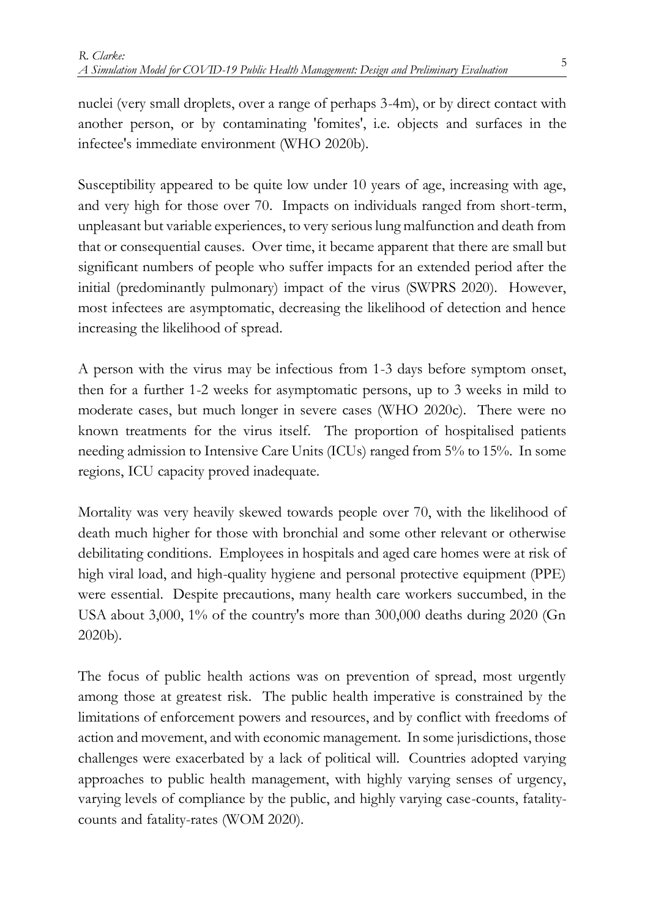nuclei (very small droplets, over a range of perhaps 3-4m), or by direct contact with another person, or by contaminating 'fomites', i.e. objects and surfaces in the infectee's immediate environment (WHO 2020b).

Susceptibility appeared to be quite low under 10 years of age, increasing with age, and very high for those over 70. Impacts on individuals ranged from short-term, unpleasant but variable experiences, to very serious lung malfunction and death from that or consequential causes. Over time, it became apparent that there are small but significant numbers of people who suffer impacts for an extended period after the initial (predominantly pulmonary) impact of the virus (SWPRS 2020). However, most infectees are asymptomatic, decreasing the likelihood of detection and hence increasing the likelihood of spread.

A person with the virus may be infectious from 1-3 days before symptom onset, then for a further 1-2 weeks for asymptomatic persons, up to 3 weeks in mild to moderate cases, but much longer in severe cases (WHO 2020c). There were no known treatments for the virus itself. The proportion of hospitalised patients needing admission to Intensive Care Units (ICUs) ranged from 5% to 15%. In some regions, ICU capacity proved inadequate.

Mortality was very heavily skewed towards people over 70, with the likelihood of death much higher for those with bronchial and some other relevant or otherwise debilitating conditions. Employees in hospitals and aged care homes were at risk of high viral load, and high-quality hygiene and personal protective equipment (PPE) were essential. Despite precautions, many health care workers succumbed, in the USA about 3,000, 1% of the country's more than 300,000 deaths during 2020 (Gn 2020b).

The focus of public health actions was on prevention of spread, most urgently among those at greatest risk. The public health imperative is constrained by the limitations of enforcement powers and resources, and by conflict with freedoms of action and movement, and with economic management. In some jurisdictions, those challenges were exacerbated by a lack of political will. Countries adopted varying approaches to public health management, with highly varying senses of urgency, varying levels of compliance by the public, and highly varying case-counts, fatality-counts and fatality-rates (WOM 2020).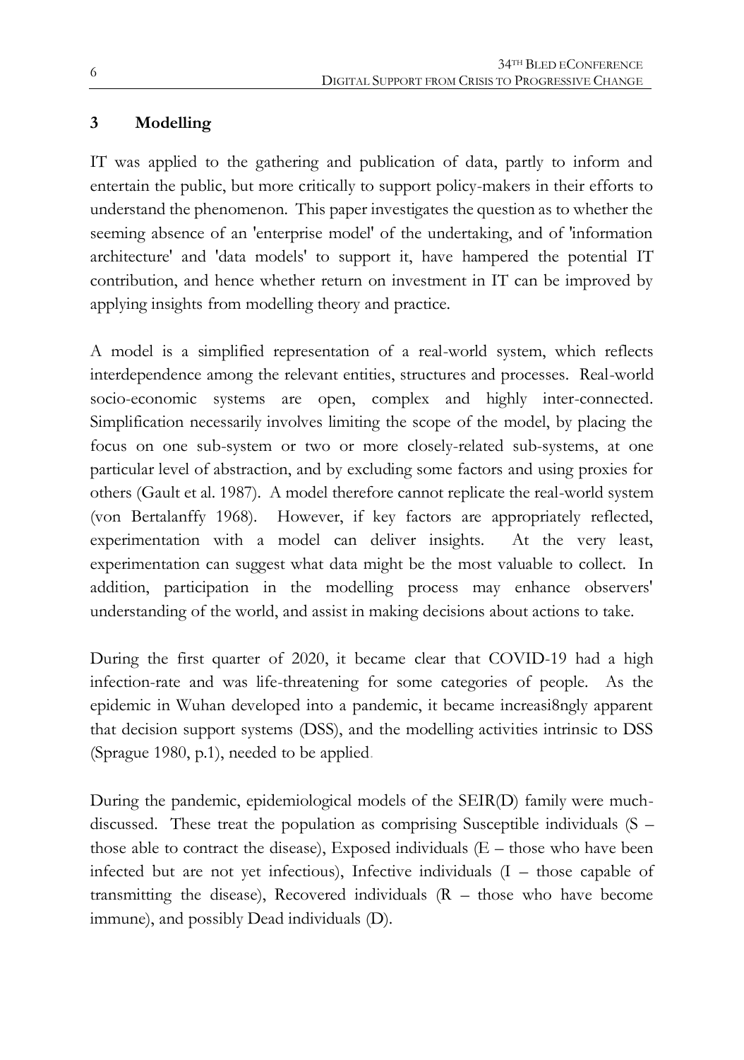## 3 Modelling

IT was applied to the gathering and publication of data, partly to inform and entertain the public, but more critically to support policy-makers in their efforts to understand the phenomenon. This paper investigates the question as to whether the seeming absence of an 'enterprise model' of the undertaking, and of 'information architecture' and 'data models' to support it, have hampered the potential IT contribution, and hence whether return on investment in IT can be improved by applying insights from modelling theory and practice.

A model is a simplified representation of a real-world system, which reflects interdependence among the relevant entities, structures and processes. Real-world socio-economic systems are open, complex and highly inter-connected. Simplification necessarily involves limiting the scope of the model, by placing the focus on one sub-system or two or more closely-related sub-systems, at one particular level of abstraction, and by excluding some factors and using proxies for others (Gault et al. 1987). A model therefore cannot replicate the real-world system (von Bertalanffy 1968). However, if key factors are appropriately reflected, experimentation with a model can deliver insights. At the very least, experimentation can suggest what data might be the most valuable to collect. In addition, participation in the modelling process may enhance observers' understanding of the world, and assist in making decisions about actions to take.

During the first quarter of 2020, it became clear that COVID-19 had a high infection-rate and was life-threatening for some categories of people. As the epidemic in Wuhan developed into a pandemic, it became increasi8ngly apparent that decision support systems (DSS), and the modelling activities intrinsic to DSS (Sprague 1980, p.1), needed to be applied.

During the pandemic, epidemiological models of the SEIR(D) family were much-discussed. These treat the population as comprising Susceptible individuals (S – those able to contract the disease), Exposed individuals (E – those who have been infected but are not yet infectious), Infective individuals (I – those capable of transmitting the disease), Recovered individuals (R – those who have become immune), and possibly Dead individuals (D).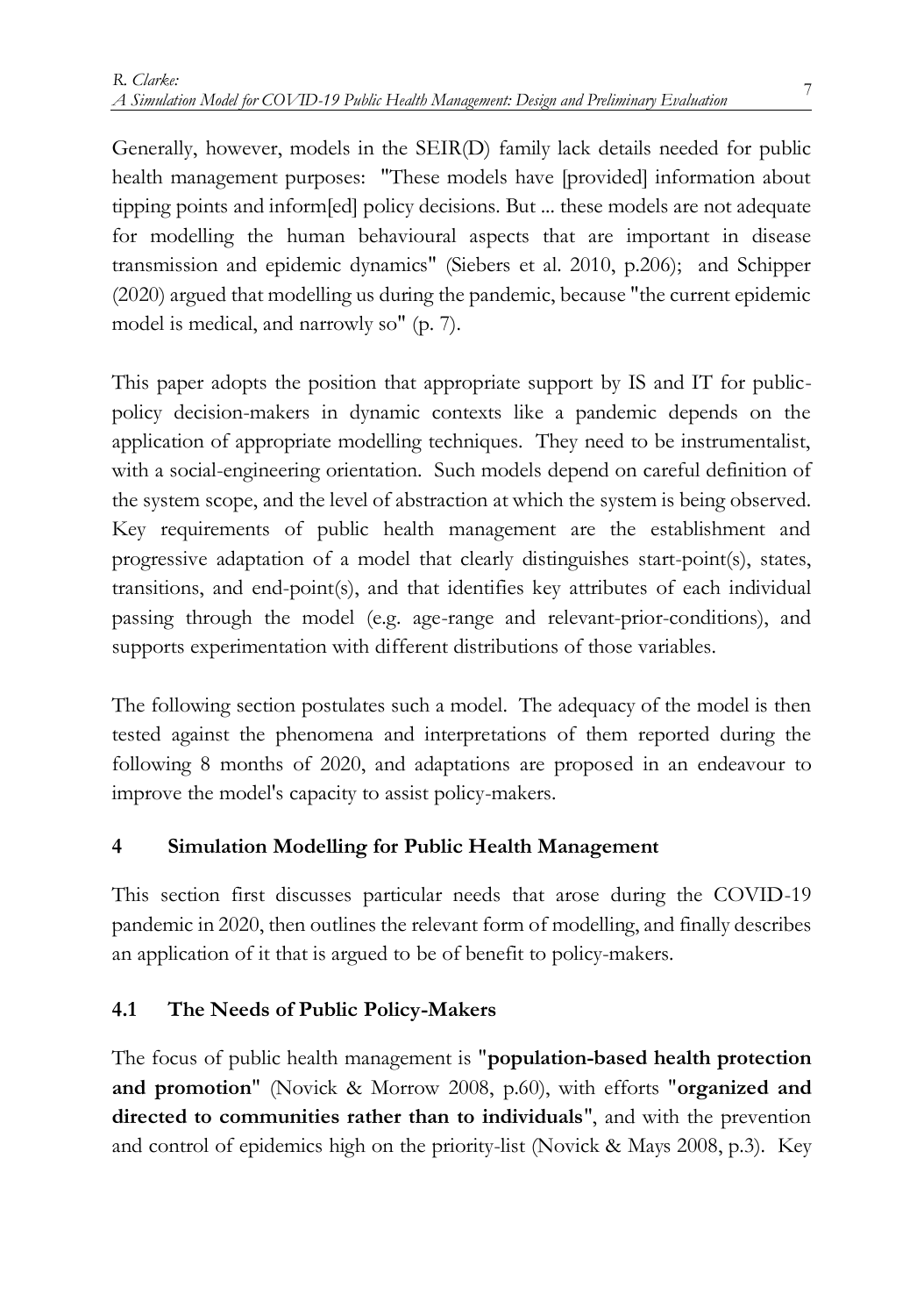Generally, however, models in the SEIR(D) family lack details needed for public health management purposes: "These models have [provided] information about tipping points and inform[ed] policy decisions. But ... these models are not adequate for modelling the human behavioural aspects that are important in disease transmission and epidemic dynamics" (Siebers et al. 2010, p.206); and Schipper (2020) argued that modelling us during the pandemic, because "the current epidemic model is medical, and narrowly so" (p. 7).

This paper adopts the position that appropriate support by IS and IT for public-policy decision-makers in dynamic contexts like a pandemic depends on the application of appropriate modelling techniques. They need to be instrumentalist, with a social-engineering orientation. Such models depend on careful definition of the system scope, and the level of abstraction at which the system is being observed. Key requirements of public health management are the establishment and progressive adaptation of a model that clearly distinguishes start-point(s), states, transitions, and end-point(s), and that identifies key attributes of each individual passing through the model (e.g. age-range and relevant-prior-conditions), and supports experimentation with different distributions of those variables.

The following section postulates such a model. The adequacy of the model is then tested against the phenomena and interpretations of them reported during the following 8 months of 2020, and adaptations are proposed in an endeavour to improve the model's capacity to assist policy-makers.

## 4 Simulation Modelling for Public Health Management

This section first discusses particular needs that arose during the COVID-19 pandemic in 2020, then outlines the relevant form of modelling, and finally describes an application of it that is argued to be of benefit to policy-makers.

### 4.1 The Needs of Public Policy-Makers

The focus of public health management is "**population-based health protection and promotion**" (Novick & Morrow 2008, p.60), with efforts "**organized and directed to communities rather than to individuals**", and with the prevention and control of epidemics high on the priority-list (Novick & Mays 2008, p.3). Key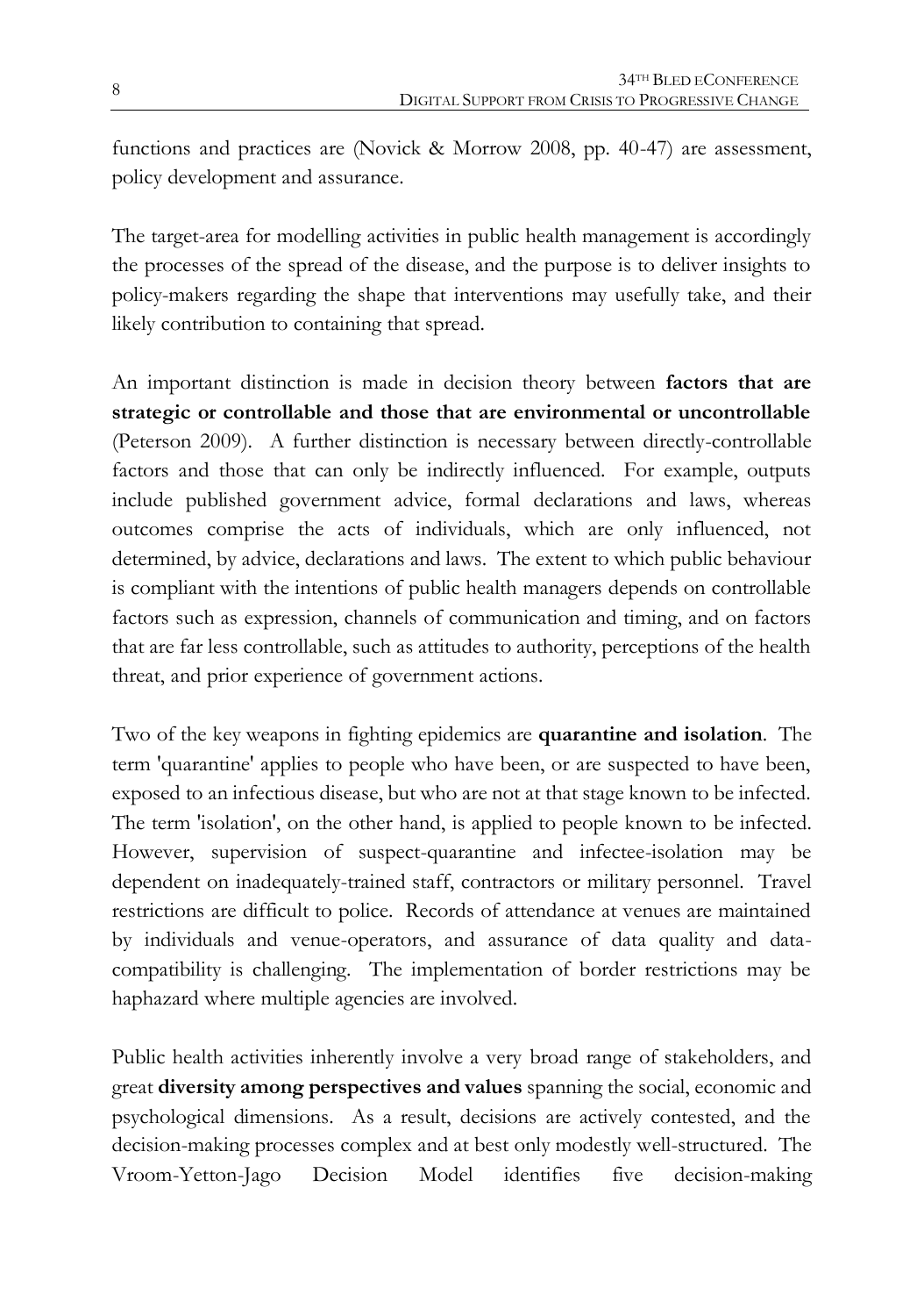functions and practices are (Novick & Morrow 2008, pp. 40-47) are assessment, policy development and assurance.

The target-area for modelling activities in public health management is accordingly the processes of the spread of the disease, and the purpose is to deliver insights to policy-makers regarding the shape that interventions may usefully take, and their likely contribution to containing that spread.

An important distinction is made in decision theory between **factors that are strategic or controllable and those that are environmental or uncontrollable** (Peterson 2009). A further distinction is necessary between directly-controllable factors and those that can only be indirectly influenced. For example, outputs include published government advice, formal declarations and laws, whereas outcomes comprise the acts of individuals, which are only influenced, not determined, by advice, declarations and laws. The extent to which public behaviour is compliant with the intentions of public health managers depends on controllable factors such as expression, channels of communication and timing, and on factors that are far less controllable, such as attitudes to authority, perceptions of the health threat, and prior experience of government actions.

Two of the key weapons in fighting epidemics are **quarantine and isolation**. The term 'quarantine' applies to people who have been, or are suspected to have been, exposed to an infectious disease, but who are not at that stage known to be infected. The term 'isolation', on the other hand, is applied to people known to be infected. However, supervision of suspect-quarantine and infectee-isolation may be dependent on inadequately-trained staff, contractors or military personnel. Travel restrictions are difficult to police. Records of attendance at venues are maintained by individuals and venue-operators, and assurance of data quality and data-compatibility is challenging. The implementation of border restrictions may be haphazard where multiple agencies are involved.

Public health activities inherently involve a very broad range of stakeholders, and great **diversity among perspectives and values** spanning the social, economic and psychological dimensions. As a result, decisions are actively contested, and the decision-making processes complex and at best only modestly well-structured. The Vroom-Yetton-Jago Decision Model identifies five decision-making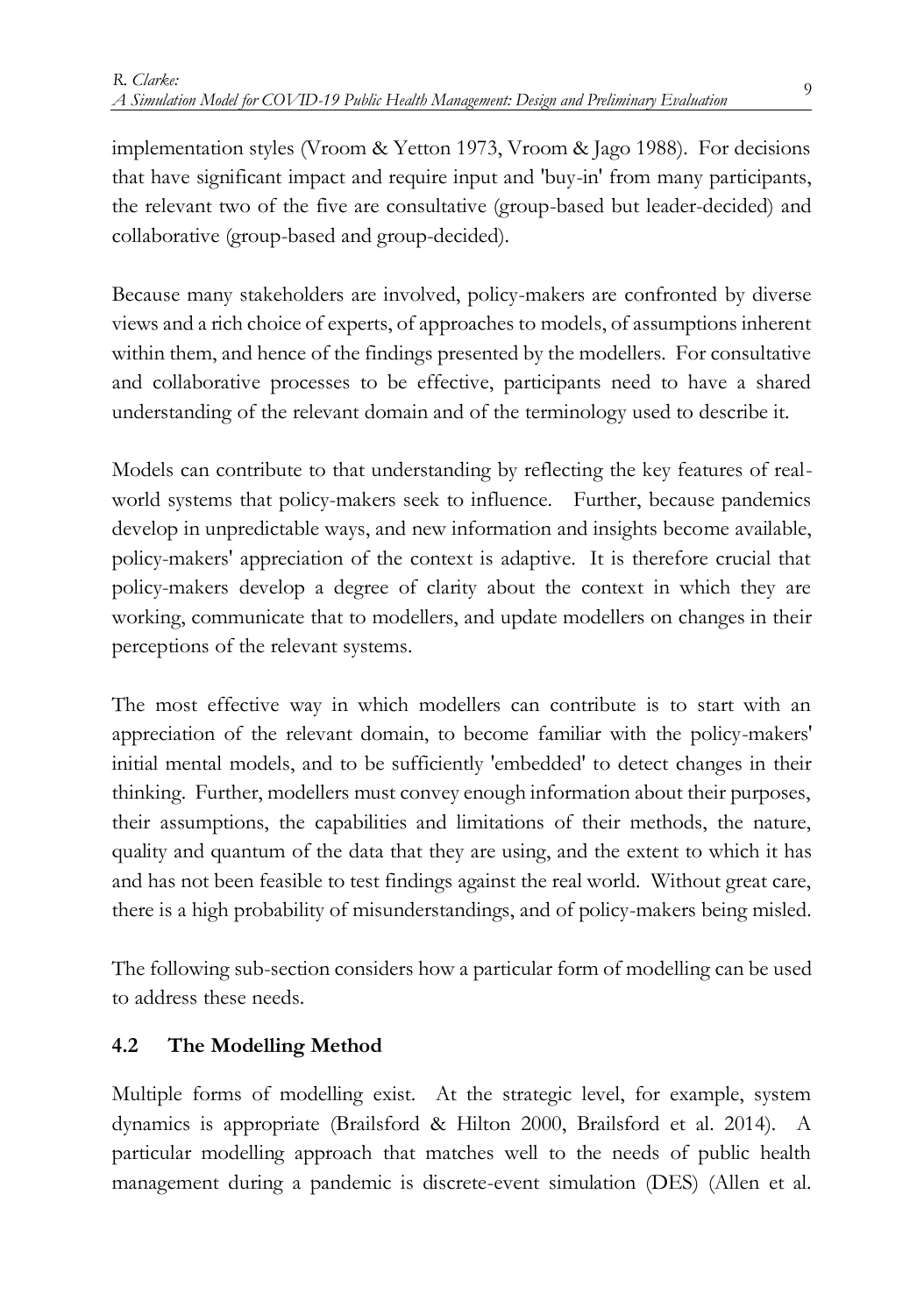implementation styles (Vroom & Yetton 1973, Vroom & Jago 1988). For decisions that have significant impact and require input and 'buy-in' from many participants, the relevant two of the five are consultative (group-based but leader-decided) and collaborative (group-based and group-decided).

Because many stakeholders are involved, policy-makers are confronted by diverse views and a rich choice of experts, of approaches to models, of assumptions inherent within them, and hence of the findings presented by the modellers. For consultative and collaborative processes to be effective, participants need to have a shared understanding of the relevant domain and of the terminology used to describe it.

Models can contribute to that understanding by reflecting the key features of real-world systems that policy-makers seek to influence. Further, because pandemics develop in unpredictable ways, and new information and insights become available, policy-makers' appreciation of the context is adaptive. It is therefore crucial that policy-makers develop a degree of clarity about the context in which they are working, communicate that to modellers, and update modellers on changes in their perceptions of the relevant systems.

The most effective way in which modellers can contribute is to start with an appreciation of the relevant domain, to become familiar with the policy-makers' initial mental models, and to be sufficiently 'embedded' to detect changes in their thinking. Further, modellers must convey enough information about their purposes, their assumptions, the capabilities and limitations of their methods, the nature, quality and quantum of the data that they are using, and the extent to which it has and has not been feasible to test findings against the real world. Without great care, there is a high probability of misunderstandings, and of policy-makers being misled.

The following sub-section considers how a particular form of modelling can be used to address these needs.

### 4.2 The Modelling Method

Multiple forms of modelling exist. At the strategic level, for example, system dynamics is appropriate (Brailsford & Hilton 2000, Brailsford et al. 2014). A particular modelling approach that matches well to the needs of public health management during a pandemic is discrete-event simulation (DES) (Allen et al.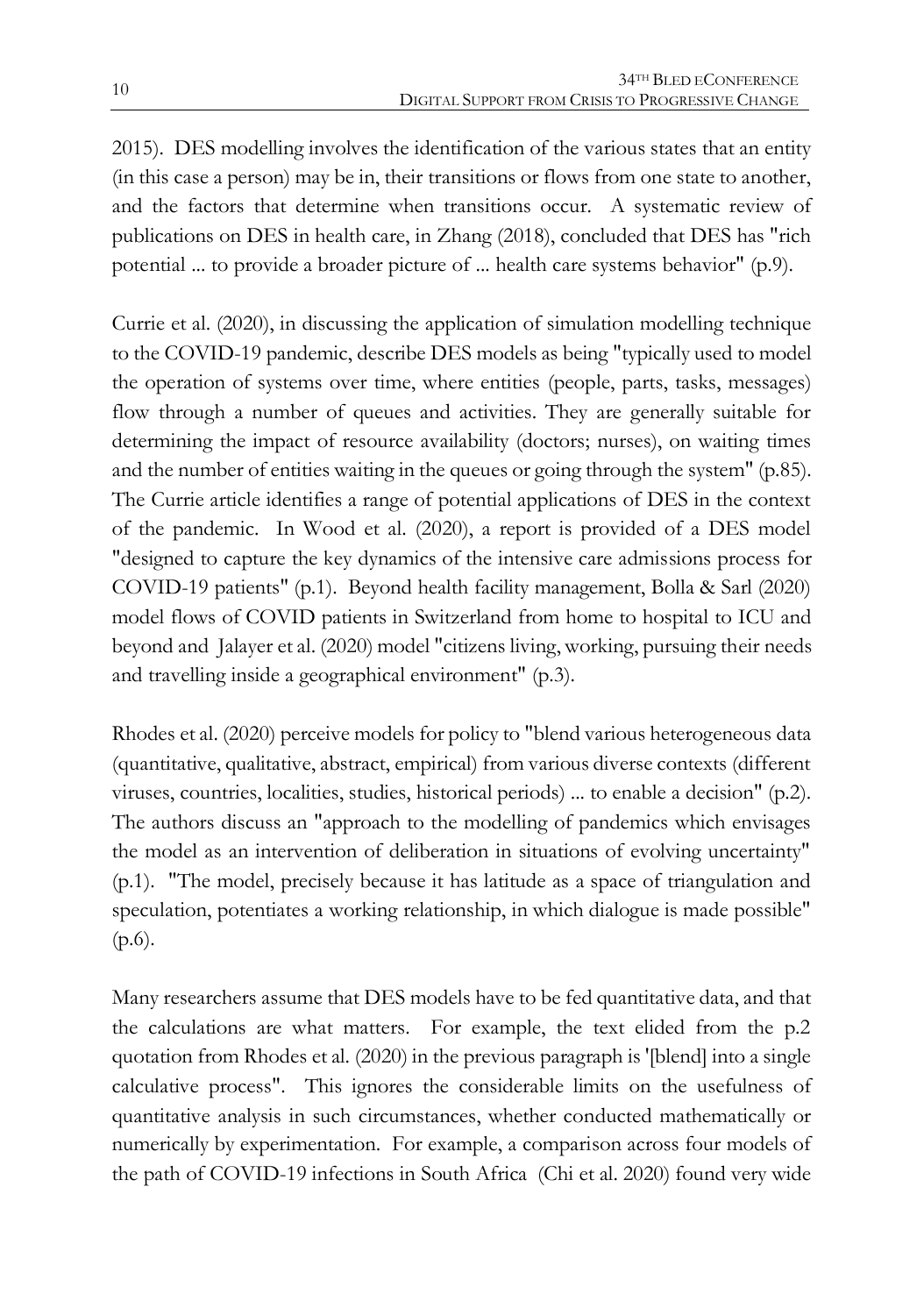2015). DES modelling involves the identification of the various states that an entity (in this case a person) may be in, their transitions or flows from one state to another, and the factors that determine when transitions occur. A systematic review of publications on DES in health care, in Zhang (2018), concluded that DES has "rich potential ... to provide a broader picture of ... health care systems behavior" (p.9).

Currie et al. (2020), in discussing the application of simulation modelling technique to the COVID-19 pandemic, describe DES models as being "typically used to model the operation of systems over time, where entities (people, parts, tasks, messages) flow through a number of queues and activities. They are generally suitable for determining the impact of resource availability (doctors; nurses), on waiting times and the number of entities waiting in the queues or going through the system" (p.85). The Currie article identifies a range of potential applications of DES in the context of the pandemic. In Wood et al. (2020), a report is provided of a DES model "designed to capture the key dynamics of the intensive care admissions process for COVID-19 patients" (p.1). Beyond health facility management, Bolla & Sarl (2020) model flows of COVID patients in Switzerland from home to hospital to ICU and beyond and Jalayer et al. (2020) model "citizens living, working, pursuing their needs and travelling inside a geographical environment" (p.3).

Rhodes et al. (2020) perceive models for policy to "blend various heterogeneous data (quantitative, qualitative, abstract, empirical) from various diverse contexts (different viruses, countries, localities, studies, historical periods) ... to enable a decision" (p.2). The authors discuss an "approach to the modelling of pandemics which envisages the model as an intervention of deliberation in situations of evolving uncertainty" (p.1). "The model, precisely because it has latitude as a space of triangulation and speculation, potentiates a working relationship, in which dialogue is made possible" (p.6).

Many researchers assume that DES models have to be fed quantitative data, and that the calculations are what matters. For example, the text elided from the p.2 quotation from Rhodes et al. (2020) in the previous paragraph is '[blend] into a single calculative process". This ignores the considerable limits on the usefulness of quantitative analysis in such circumstances, whether conducted mathematically or numerically by experimentation. For example, a comparison across four models of the path of COVID-19 infections in South Africa (Chi et al. 2020) found very wide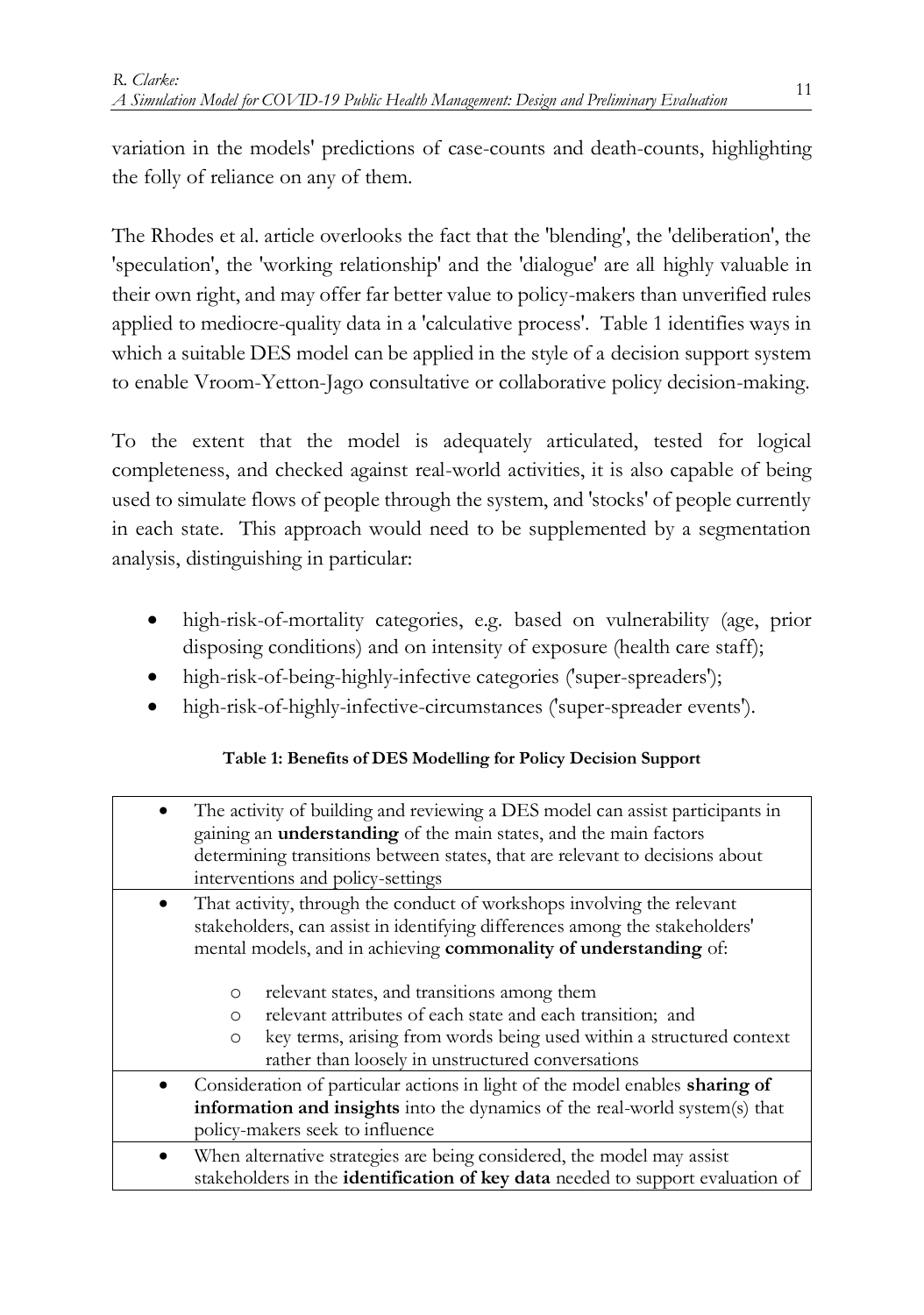variation in the models' predictions of case-counts and death-counts, highlighting the folly of reliance on any of them.

The Rhodes et al. article overlooks the fact that the 'blending', the 'deliberation', the 'speculation', the 'working relationship' and the 'dialogue' are all highly valuable in their own right, and may offer far better value to policy-makers than unverified rules applied to mediocre-quality data in a 'calculative process'. Table 1 identifies ways in which a suitable DES model can be applied in the style of a decision support system to enable Vroom-Yetton-Jago consultative or collaborative policy decision-making.

To the extent that the model is adequately articulated, tested for logical completeness, and checked against real-world activities, it is also capable of being used to simulate flows of people through the system, and 'stocks' of people currently in each state. This approach would need to be supplemented by a segmentation analysis, distinguishing in particular:

- high-risk-of-mortality categories, e.g. based on vulnerability (age, prior disposing conditions) and on intensity of exposure (health care staff);
- high-risk-of-being-highly-infective categories ('super-spreaders');
- high-risk-of-highly-infective-circumstances ('super-spreader events').

**Table 1: Benefits of DES Modelling for Policy Decision Support**

| |
|---|
| • The activity of building and reviewing a DES model can assist participants in gaining an **understanding** of the main states, and the main factors determining transitions between states, that are relevant to decisions about interventions and policy-settings |
| • That activity, through the conduct of workshops involving the relevant stakeholders, can assist in identifying differences among the stakeholders' mental models, and in achieving **commonality of understanding** of: <br> o relevant states, and transitions among them <br> o relevant attributes of each state and each transition; and <br> o key terms, arising from words being used within a structured context rather than loosely in unstructured conversations |
| • Consideration of particular actions in light of the model enables **sharing of information and insights** into the dynamics of the real-world system(s) that policy-makers seek to influence |
| • When alternative strategies are being considered, the model may assist stakeholders in the **identification of key data** needed to support evaluation of |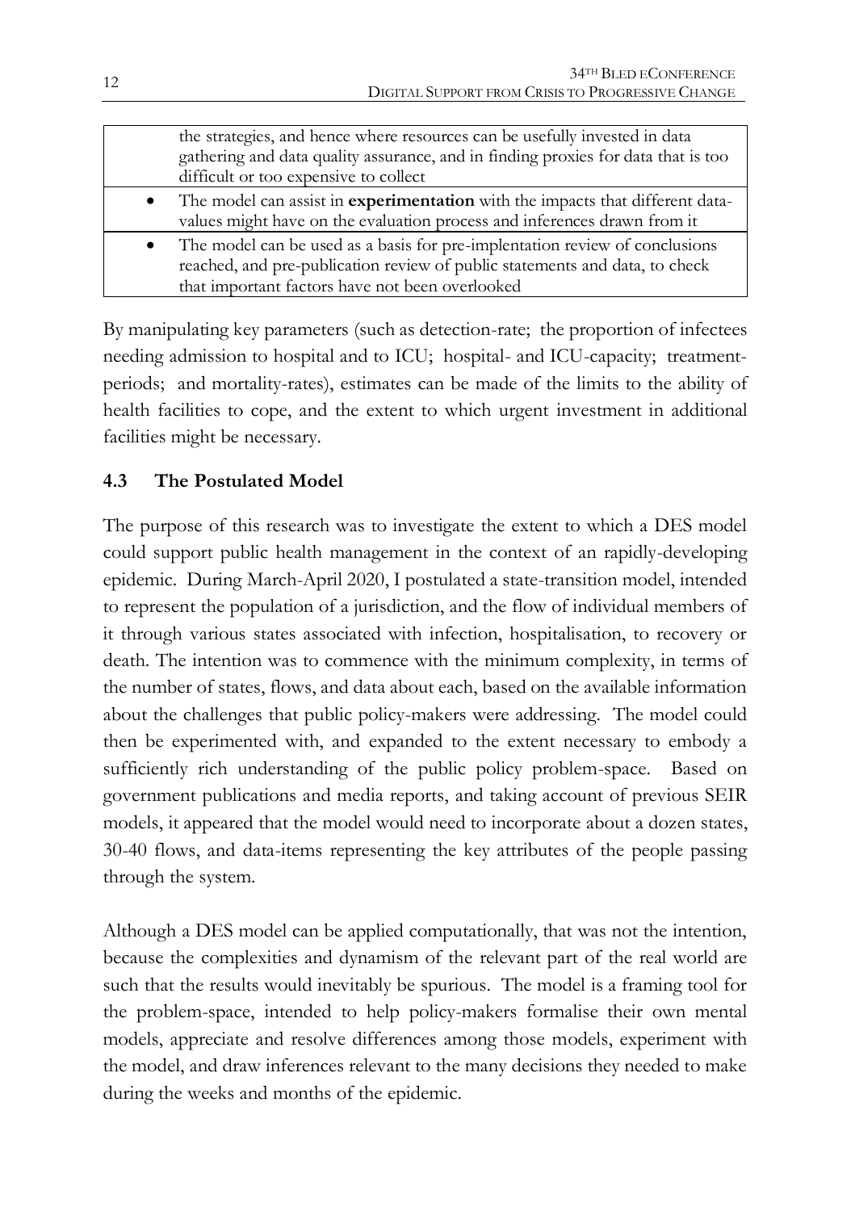| | |
|---|---|
| | the strategies, and hence where resources can be usefully invested in data gathering and data quality assurance, and in finding proxies for data that is too difficult or too expensive to collect |
| • | The model can assist in **experimentation** with the impacts that different data-values might have on the evaluation process and inferences drawn from it |
| • | The model can be used as a basis for pre-implentation review of conclusions reached, and pre-publication review of public statements and data, to check that important factors have not been overlooked |

By manipulating key parameters (such as detection-rate; the proportion of infectees needing admission to hospital and to ICU; hospital- and ICU-capacity; treatment-periods; and mortality-rates), estimates can be made of the limits to the ability of health facilities to cope, and the extent to which urgent investment in additional facilities might be necessary.

### 4.3 The Postulated Model

The purpose of this research was to investigate the extent to which a DES model could support public health management in the context of an rapidly-developing epidemic. During March-April 2020, I postulated a state-transition model, intended to represent the population of a jurisdiction, and the flow of individual members of it through various states associated with infection, hospitalisation, to recovery or death. The intention was to commence with the minimum complexity, in terms of the number of states, flows, and data about each, based on the available information about the challenges that public policy-makers were addressing. The model could then be experimented with, and expanded to the extent necessary to embody a sufficiently rich understanding of the public policy problem-space. Based on government publications and media reports, and taking account of previous SEIR models, it appeared that the model would need to incorporate about a dozen states, 30-40 flows, and data-items representing the key attributes of the people passing through the system.

Although a DES model can be applied computationally, that was not the intention, because the complexities and dynamism of the relevant part of the real world are such that the results would inevitably be spurious. The model is a framing tool for the problem-space, intended to help policy-makers formalise their own mental models, appreciate and resolve differences among those models, experiment with the model, and draw inferences relevant to the many decisions they needed to make during the weeks and months of the epidemic.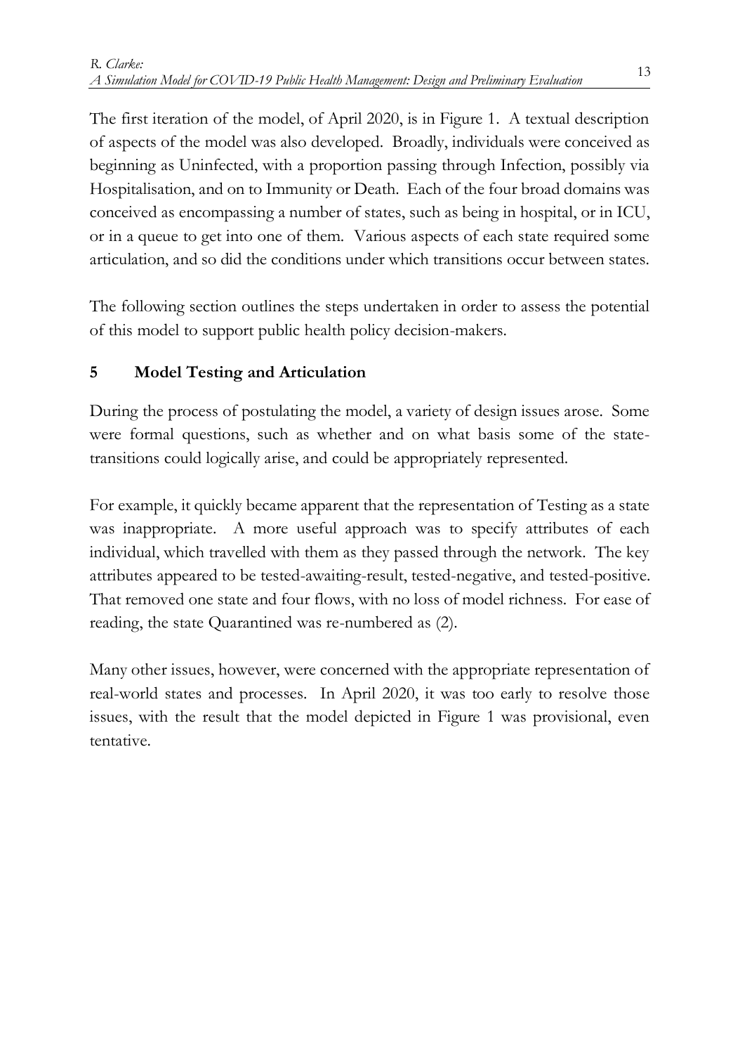The first iteration of the model, of April 2020, is in Figure 1. A textual description of aspects of the model was also developed. Broadly, individuals were conceived as beginning as Uninfected, with a proportion passing through Infection, possibly via Hospitalisation, and on to Immunity or Death. Each of the four broad domains was conceived as encompassing a number of states, such as being in hospital, or in ICU, or in a queue to get into one of them. Various aspects of each state required some articulation, and so did the conditions under which transitions occur between states.

The following section outlines the steps undertaken in order to assess the potential of this model to support public health policy decision-makers.

## 5 Model Testing and Articulation

During the process of postulating the model, a variety of design issues arose. Some were formal questions, such as whether and on what basis some of the state-transitions could logically arise, and could be appropriately represented.

For example, it quickly became apparent that the representation of Testing as a state was inappropriate. A more useful approach was to specify attributes of each individual, which travelled with them as they passed through the network. The key attributes appeared to be tested-awaiting-result, tested-negative, and tested-positive. That removed one state and four flows, with no loss of model richness. For ease of reading, the state Quarantined was re-numbered as (2).

Many other issues, however, were concerned with the appropriate representation of real-world states and processes. In April 2020, it was too early to resolve those issues, with the result that the model depicted in Figure 1 was provisional, even tentative.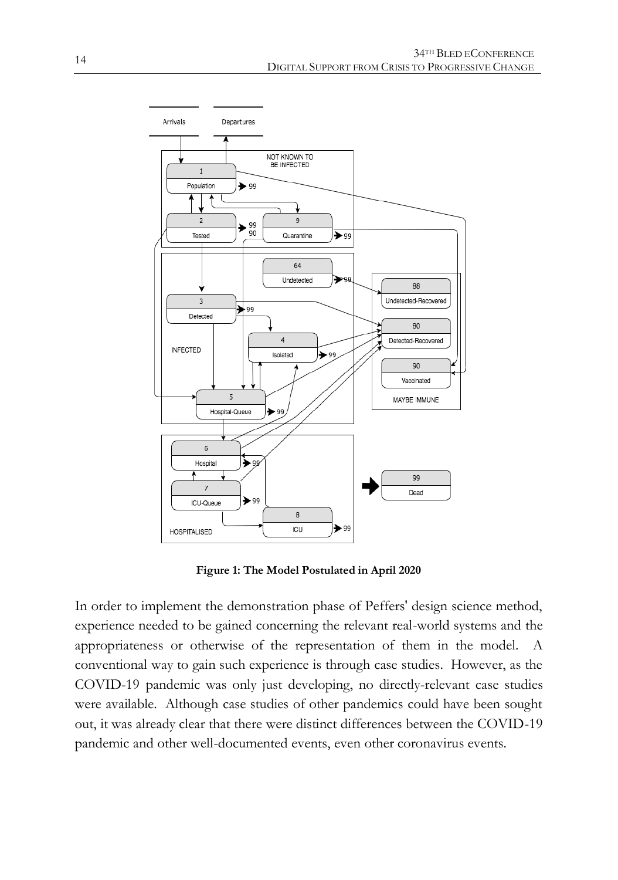Arrivals

Departures

NOT KNOWN TO BE INFECTED

1 Population

99

2 Tested

99 90

9 Quarantine

99

64 Undetected

99

88 Undetected-Recovered

3 Detected

99

80 Detected-Recovered

4 Isolated

99

INFECTED

90 Vaccinated

5 Hospital-Queue

99

MAYBE IMMUNE

6 Hospital

99

99 Dead

7 ICU-Queue

99

8 ICU

99

HOSPITALISED

**Figure 1: The Model Postulated in April 2020**

In order to implement the demonstration phase of Peffers' design science method, experience needed to be gained concerning the relevant real-world systems and the appropriateness or otherwise of the representation of them in the model. A conventional way to gain such experience is through case studies. However, as the COVID-19 pandemic was only just developing, no directly-relevant case studies were available. Although case studies of other pandemics could have been sought out, it was already clear that there were distinct differences between the COVID-19 pandemic and other well-documented events, even other coronavirus events.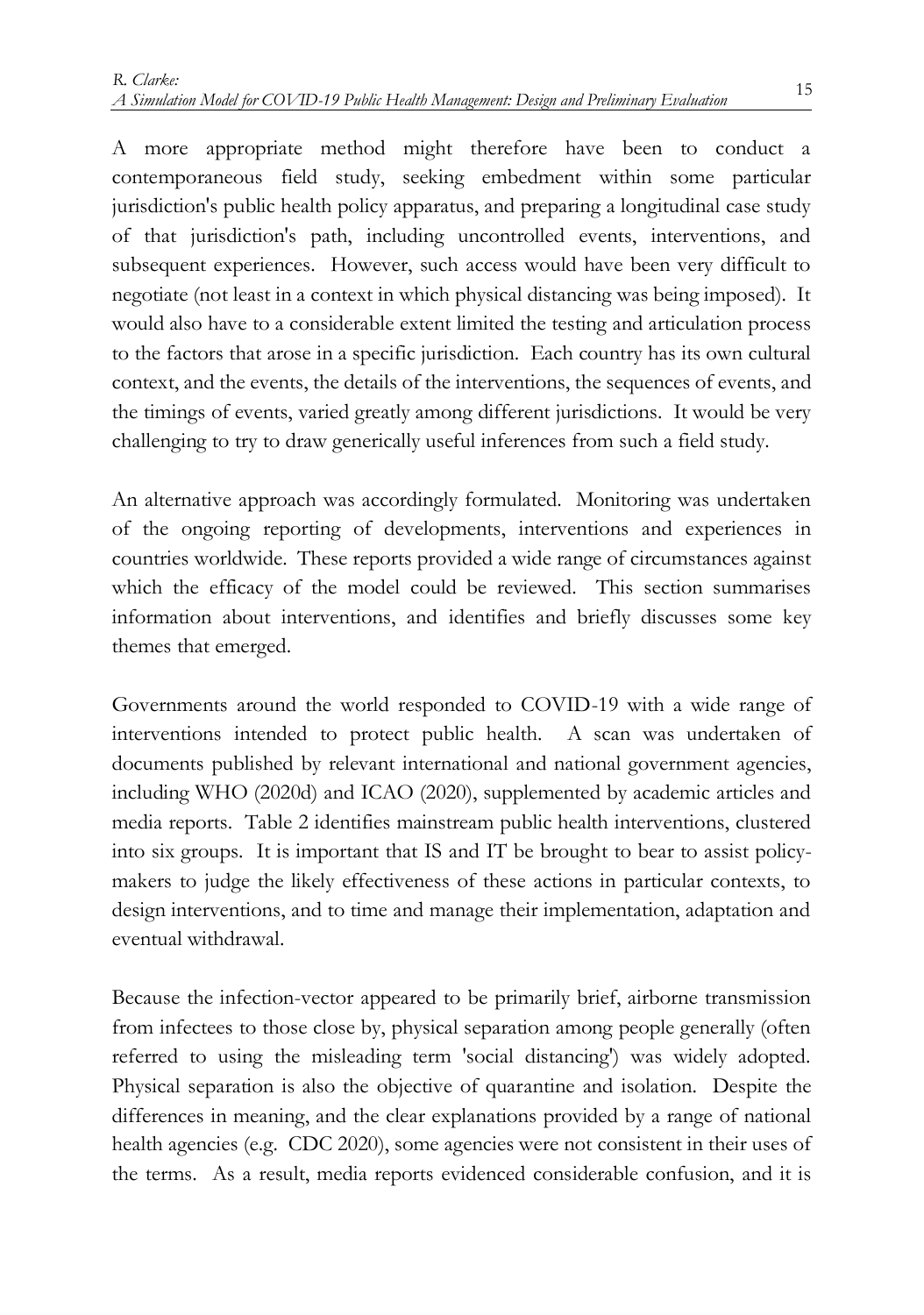A more appropriate method might therefore have been to conduct a contemporaneous field study, seeking embedment within some particular jurisdiction's public health policy apparatus, and preparing a longitudinal case study of that jurisdiction's path, including uncontrolled events, interventions, and subsequent experiences. However, such access would have been very difficult to negotiate (not least in a context in which physical distancing was being imposed). It would also have to a considerable extent limited the testing and articulation process to the factors that arose in a specific jurisdiction. Each country has its own cultural context, and the events, the details of the interventions, the sequences of events, and the timings of events, varied greatly among different jurisdictions. It would be very challenging to try to draw generically useful inferences from such a field study.

An alternative approach was accordingly formulated. Monitoring was undertaken of the ongoing reporting of developments, interventions and experiences in countries worldwide. These reports provided a wide range of circumstances against which the efficacy of the model could be reviewed. This section summarises information about interventions, and identifies and briefly discusses some key themes that emerged.

Governments around the world responded to COVID-19 with a wide range of interventions intended to protect public health. A scan was undertaken of documents published by relevant international and national government agencies, including WHO (2020d) and ICAO (2020), supplemented by academic articles and media reports. Table 2 identifies mainstream public health interventions, clustered into six groups. It is important that IS and IT be brought to bear to assist policy-makers to judge the likely effectiveness of these actions in particular contexts, to design interventions, and to time and manage their implementation, adaptation and eventual withdrawal.

Because the infection-vector appeared to be primarily brief, airborne transmission from infectees to those close by, physical separation among people generally (often referred to using the misleading term 'social distancing') was widely adopted. Physical separation is also the objective of quarantine and isolation. Despite the differences in meaning, and the clear explanations provided by a range of national health agencies (e.g. CDC 2020), some agencies were not consistent in their uses of the terms. As a result, media reports evidenced considerable confusion, and it is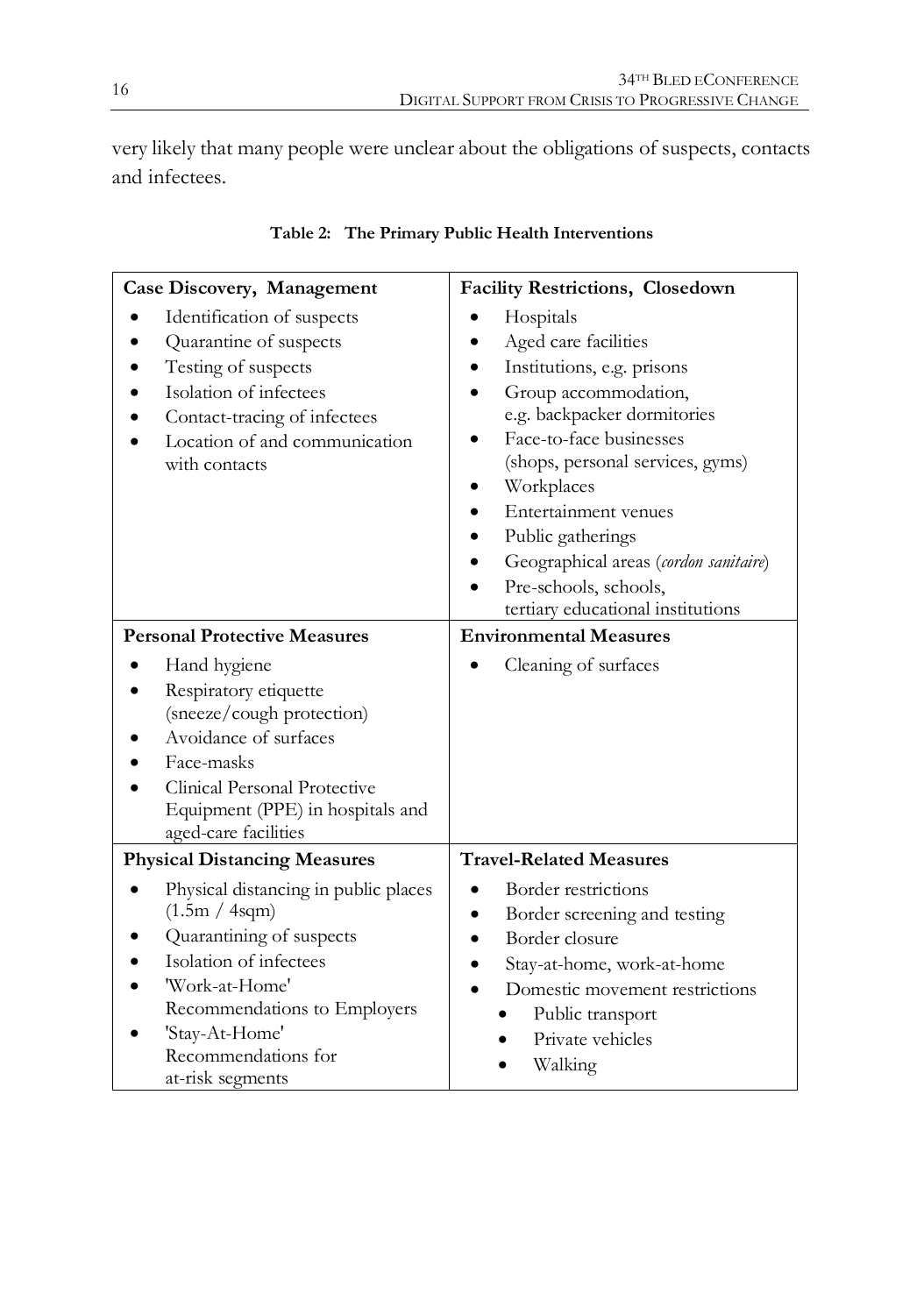very likely that many people were unclear about the obligations of suspects, contacts and infectees.

**Table 2: The Primary Public Health Interventions**

| **Case Discovery, Management** | **Facility Restrictions, Closedown** |
|---|---|
| • Identification of suspects<br>• Quarantine of suspects<br>• Testing of suspects<br>• Isolation of infectees<br>• Contact-tracing of infectees<br>• Location of and communication with contacts | • Hospitals<br>• Aged care facilities<br>• Institutions, e.g. prisons<br>• Group accommodation, e.g. backpacker dormitories<br>• Face-to-face businesses (shops, personal services, gyms)<br>• Workplaces<br>• Entertainment venues<br>• Public gatherings<br>• Geographical areas (*cordon sanitaire*)<br>• Pre-schools, schools, tertiary educational institutions |
| **Personal Protective Measures** | **Environmental Measures** |
| • Hand hygiene<br>• Respiratory etiquette (sneeze/cough protection)<br>• Avoidance of surfaces<br>• Face-masks<br>• Clinical Personal Protective Equipment (PPE) in hospitals and aged-care facilities | • Cleaning of surfaces |
| **Physical Distancing Measures** | **Travel-Related Measures** |
| • Physical distancing in public places (1.5m / 4sqm)<br>• Quarantining of suspects<br>• Isolation of infectees<br>• 'Work-at-Home' Recommendations to Employers<br>• 'Stay-At-Home' Recommendations for at-risk segments | • Border restrictions<br>• Border screening and testing<br>• Border closure<br>• Stay-at-home, work-at-home<br>• Domestic movement restrictions<br>  ◦ Public transport<br>  ◦ Private vehicles<br>  ◦ Walking |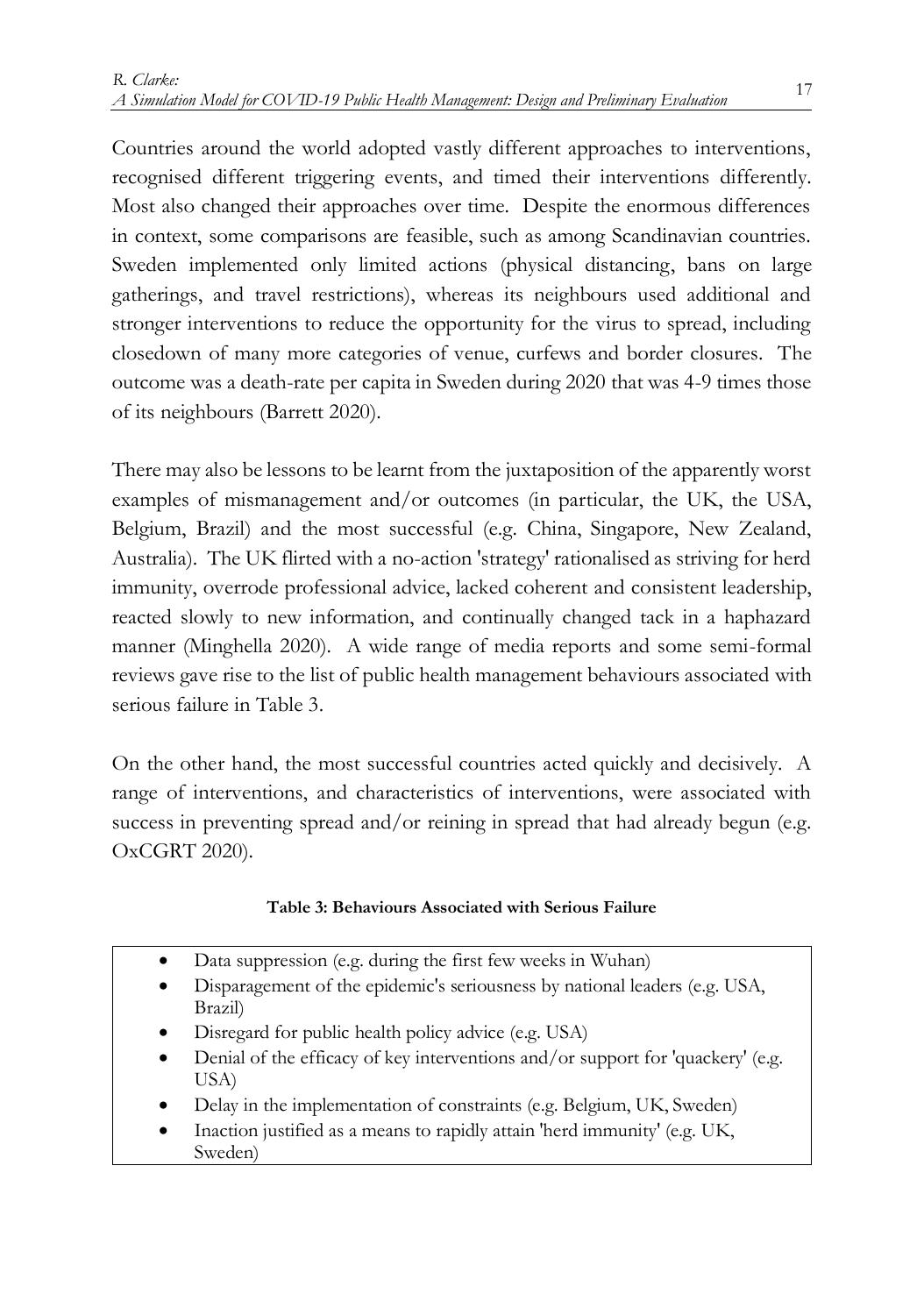Countries around the world adopted vastly different approaches to interventions, recognised different triggering events, and timed their interventions differently. Most also changed their approaches over time. Despite the enormous differences in context, some comparisons are feasible, such as among Scandinavian countries. Sweden implemented only limited actions (physical distancing, bans on large gatherings, and travel restrictions), whereas its neighbours used additional and stronger interventions to reduce the opportunity for the virus to spread, including closedown of many more categories of venue, curfews and border closures. The outcome was a death-rate per capita in Sweden during 2020 that was 4-9 times those of its neighbours (Barrett 2020).

There may also be lessons to be learnt from the juxtaposition of the apparently worst examples of mismanagement and/or outcomes (in particular, the UK, the USA, Belgium, Brazil) and the most successful (e.g. China, Singapore, New Zealand, Australia). The UK flirted with a no-action 'strategy' rationalised as striving for herd immunity, overrode professional advice, lacked coherent and consistent leadership, reacted slowly to new information, and continually changed tack in a haphazard manner (Minghella 2020). A wide range of media reports and some semi-formal reviews gave rise to the list of public health management behaviours associated with serious failure in Table 3.

On the other hand, the most successful countries acted quickly and decisively. A range of interventions, and characteristics of interventions, were associated with success in preventing spread and/or reining in spread that had already begun (e.g. OxCGRT 2020).

**Table 3: Behaviours Associated with Serious Failure**

- Data suppression (e.g. during the first few weeks in Wuhan)
- Disparagement of the epidemic's seriousness by national leaders (e.g. USA, Brazil)
- Disregard for public health policy advice (e.g. USA)
- Denial of the efficacy of key interventions and/or support for 'quackery' (e.g. USA)
- Delay in the implementation of constraints (e.g. Belgium, UK, Sweden)
- Inaction justified as a means to rapidly attain 'herd immunity' (e.g. UK, Sweden)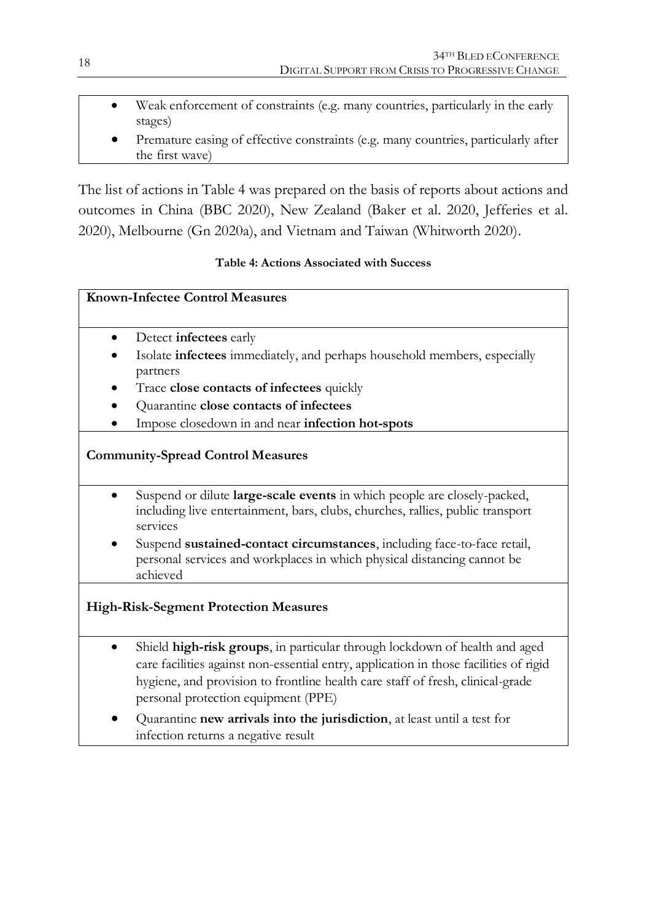- Weak enforcement of constraints (e.g. many countries, particularly in the early stages)
- Premature easing of effective constraints (e.g. many countries, particularly after the first wave)

The list of actions in Table 4 was prepared on the basis of reports about actions and outcomes in China (BBC 2020), New Zealand (Baker et al. 2020, Jefferies et al. 2020), Melbourne (Gn 2020a), and Vietnam and Taiwan (Whitworth 2020).

**Table 4: Actions Associated with Success**

| **Known-Infectee Control Measures** |
|---|
| • Detect **infectees** early<br>• Isolate **infectees** immediately, and perhaps household members, especially partners<br>• Trace **close contacts of infectees** quickly<br>• Quarantine **close contacts of infectees**<br>• Impose closedown in and near **infection hot-spots** |
| **Community-Spread Control Measures** |
| • Suspend or dilute **large-scale events** in which people are closely-packed, including live entertainment, bars, clubs, churches, rallies, public transport services<br>• Suspend **sustained-contact circumstances**, including face-to-face retail, personal services and workplaces in which physical distancing cannot be achieved |
| **High-Risk-Segment Protection Measures** |
| • Shield **high-risk groups**, in particular through lockdown of health and aged care facilities against non-essential entry, application in those facilities of rigid hygiene, and provision to frontline health care staff of fresh, clinical-grade personal protection equipment (PPE)<br>• Quarantine **new arrivals into the jurisdiction**, at least until a test for infection returns a negative result |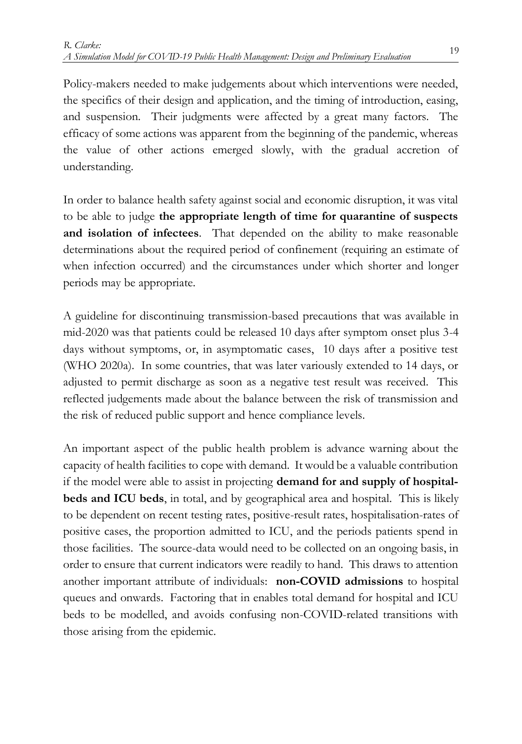Policy-makers needed to make judgements about which interventions were needed, the specifics of their design and application, and the timing of introduction, easing, and suspension. Their judgments were affected by a great many factors. The efficacy of some actions was apparent from the beginning of the pandemic, whereas the value of other actions emerged slowly, with the gradual accretion of understanding.

In order to balance health safety against social and economic disruption, it was vital to be able to judge **the appropriate length of time for quarantine of suspects and isolation of infectees**. That depended on the ability to make reasonable determinations about the required period of confinement (requiring an estimate of when infection occurred) and the circumstances under which shorter and longer periods may be appropriate.

A guideline for discontinuing transmission-based precautions that was available in mid-2020 was that patients could be released 10 days after symptom onset plus 3-4 days without symptoms, or, in asymptomatic cases, 10 days after a positive test (WHO 2020a). In some countries, that was later variously extended to 14 days, or adjusted to permit discharge as soon as a negative test result was received. This reflected judgements made about the balance between the risk of transmission and the risk of reduced public support and hence compliance levels.

An important aspect of the public health problem is advance warning about the capacity of health facilities to cope with demand. It would be a valuable contribution if the model were able to assist in projecting **demand for and supply of hospital-beds and ICU beds**, in total, and by geographical area and hospital. This is likely to be dependent on recent testing rates, positive-result rates, hospitalisation-rates of positive cases, the proportion admitted to ICU, and the periods patients spend in those facilities. The source-data would need to be collected on an ongoing basis, in order to ensure that current indicators were readily to hand. This draws to attention another important attribute of individuals: **non-COVID admissions** to hospital queues and onwards. Factoring that in enables total demand for hospital and ICU beds to be modelled, and avoids confusing non-COVID-related transitions with those arising from the epidemic.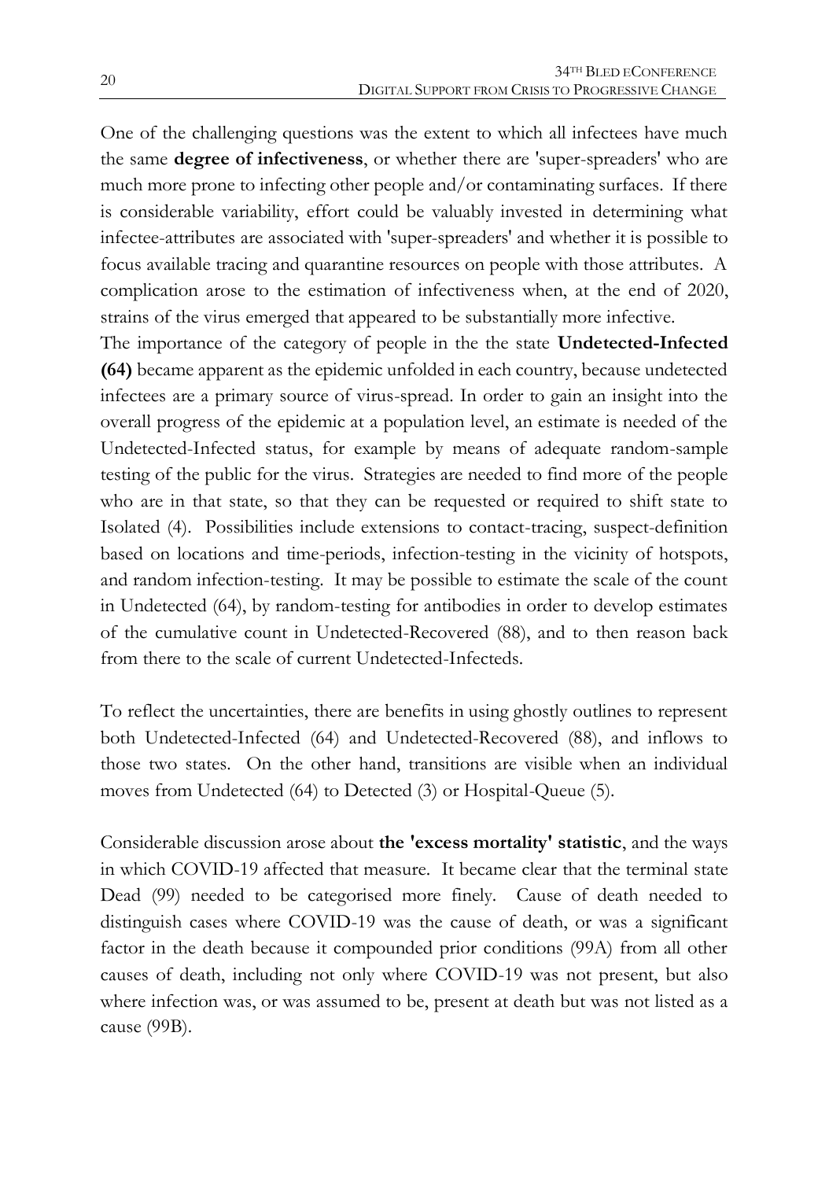One of the challenging questions was the extent to which all infectees have much the same **degree of infectiveness**, or whether there are 'super-spreaders' who are much more prone to infecting other people and/or contaminating surfaces. If there is considerable variability, effort could be valuably invested in determining what infectee-attributes are associated with 'super-spreaders' and whether it is possible to focus available tracing and quarantine resources on people with those attributes. A complication arose to the estimation of infectiveness when, at the end of 2020, strains of the virus emerged that appeared to be substantially more infective.

The importance of the category of people in the the state **Undetected-Infected (64)** became apparent as the epidemic unfolded in each country, because undetected infectees are a primary source of virus-spread. In order to gain an insight into the overall progress of the epidemic at a population level, an estimate is needed of the Undetected-Infected status, for example by means of adequate random-sample testing of the public for the virus. Strategies are needed to find more of the people who are in that state, so that they can be requested or required to shift state to Isolated (4). Possibilities include extensions to contact-tracing, suspect-definition based on locations and time-periods, infection-testing in the vicinity of hotspots, and random infection-testing. It may be possible to estimate the scale of the count in Undetected (64), by random-testing for antibodies in order to develop estimates of the cumulative count in Undetected-Recovered (88), and to then reason back from there to the scale of current Undetected-Infecteds.

To reflect the uncertainties, there are benefits in using ghostly outlines to represent both Undetected-Infected (64) and Undetected-Recovered (88), and inflows to those two states. On the other hand, transitions are visible when an individual moves from Undetected (64) to Detected (3) or Hospital-Queue (5).

Considerable discussion arose about **the 'excess mortality' statistic**, and the ways in which COVID-19 affected that measure. It became clear that the terminal state Dead (99) needed to be categorised more finely. Cause of death needed to distinguish cases where COVID-19 was the cause of death, or was a significant factor in the death because it compounded prior conditions (99A) from all other causes of death, including not only where COVID-19 was not present, but also where infection was, or was assumed to be, present at death but was not listed as a cause (99B).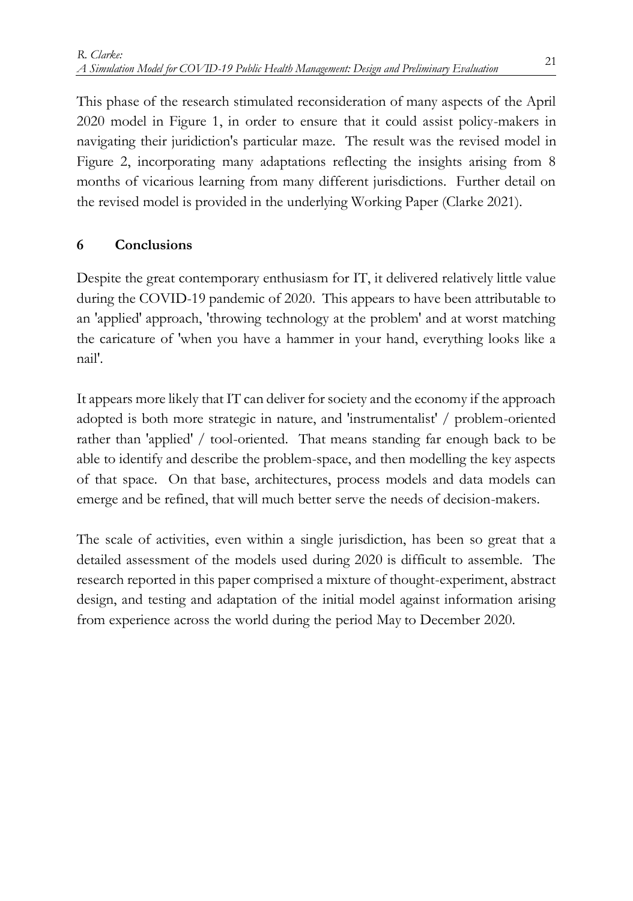This phase of the research stimulated reconsideration of many aspects of the April 2020 model in Figure 1, in order to ensure that it could assist policy-makers in navigating their juridiction's particular maze. The result was the revised model in Figure 2, incorporating many adaptations reflecting the insights arising from 8 months of vicarious learning from many different jurisdictions. Further detail on the revised model is provided in the underlying Working Paper (Clarke 2021).

## 6 Conclusions

Despite the great contemporary enthusiasm for IT, it delivered relatively little value during the COVID-19 pandemic of 2020. This appears to have been attributable to an 'applied' approach, 'throwing technology at the problem' and at worst matching the caricature of 'when you have a hammer in your hand, everything looks like a nail'.

It appears more likely that IT can deliver for society and the economy if the approach adopted is both more strategic in nature, and 'instrumentalist' / problem-oriented rather than 'applied' / tool-oriented. That means standing far enough back to be able to identify and describe the problem-space, and then modelling the key aspects of that space. On that base, architectures, process models and data models can emerge and be refined, that will much better serve the needs of decision-makers.

The scale of activities, even within a single jurisdiction, has been so great that a detailed assessment of the models used during 2020 is difficult to assemble. The research reported in this paper comprised a mixture of thought-experiment, abstract design, and testing and adaptation of the initial model against information arising from experience across the world during the period May to December 2020.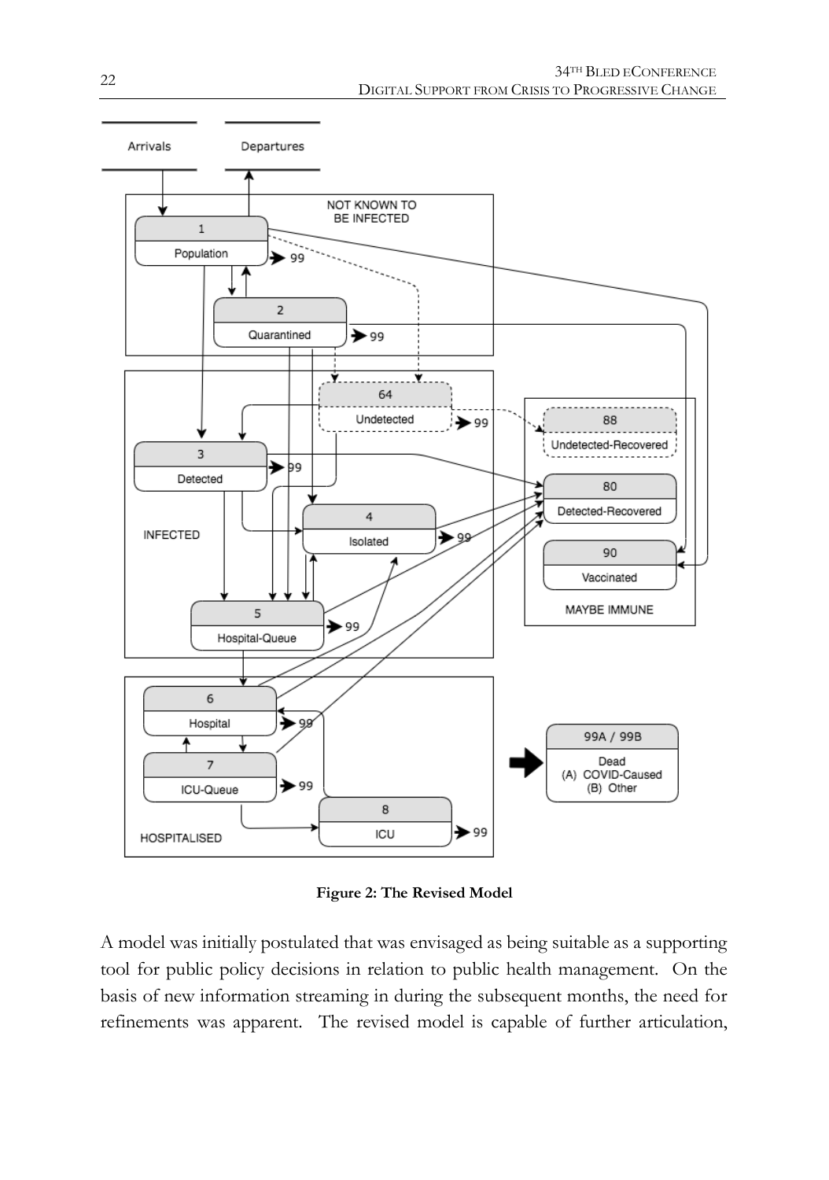Arrivals

Departures

NOT KNOWN TO BE INFECTED

1 Population

2 Quarantined

64 Undetected

88 Undetected-Recovered

3 Detected

80 Detected-Recovered

4 Isolated

INFECTED

90 Vaccinated

5 Hospital-Queue

MAYBE IMMUNE

6 Hospital

7 ICU-Queue

8 ICU

HOSPITALISED

99A / 99B Dead (A) COVID-Caused (B) Other

99

**Figure 2: The Revised Model**

A model was initially postulated that was envisaged as being suitable as a supporting tool for public policy decisions in relation to public health management. On the basis of new information streaming in during the subsequent months, the need for refinements was apparent. The revised model is capable of further articulation,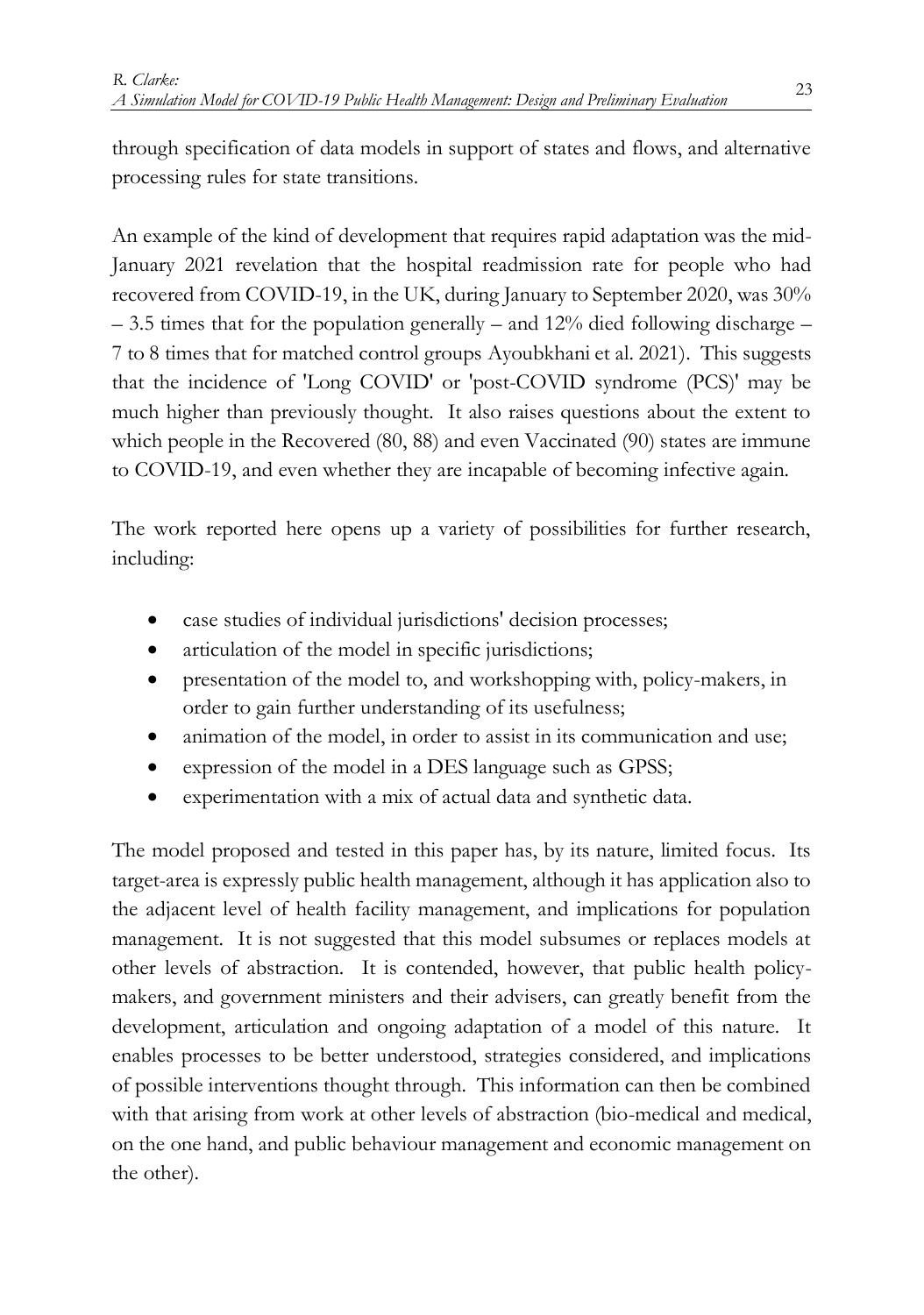through specification of data models in support of states and flows, and alternative processing rules for state transitions.

An example of the kind of development that requires rapid adaptation was the mid-January 2021 revelation that the hospital readmission rate for people who had recovered from COVID-19, in the UK, during January to September 2020, was 30% – 3.5 times that for the population generally – and 12% died following discharge – 7 to 8 times that for matched control groups Ayoubkhani et al. 2021). This suggests that the incidence of 'Long COVID' or 'post-COVID syndrome (PCS)' may be much higher than previously thought. It also raises questions about the extent to which people in the Recovered (80, 88) and even Vaccinated (90) states are immune to COVID-19, and even whether they are incapable of becoming infective again.

The work reported here opens up a variety of possibilities for further research, including:

- case studies of individual jurisdictions' decision processes;
- articulation of the model in specific jurisdictions;
- presentation of the model to, and workshopping with, policy-makers, in order to gain further understanding of its usefulness;
- animation of the model, in order to assist in its communication and use;
- expression of the model in a DES language such as GPSS;
- experimentation with a mix of actual data and synthetic data.

The model proposed and tested in this paper has, by its nature, limited focus. Its target-area is expressly public health management, although it has application also to the adjacent level of health facility management, and implications for population management. It is not suggested that this model subsumes or replaces models at other levels of abstraction. It is contended, however, that public health policy-makers, and government ministers and their advisers, can greatly benefit from the development, articulation and ongoing adaptation of a model of this nature. It enables processes to be better understood, strategies considered, and implications of possible interventions thought through. This information can then be combined with that arising from work at other levels of abstraction (bio-medical and medical, on the one hand, and public behaviour management and economic management on the other).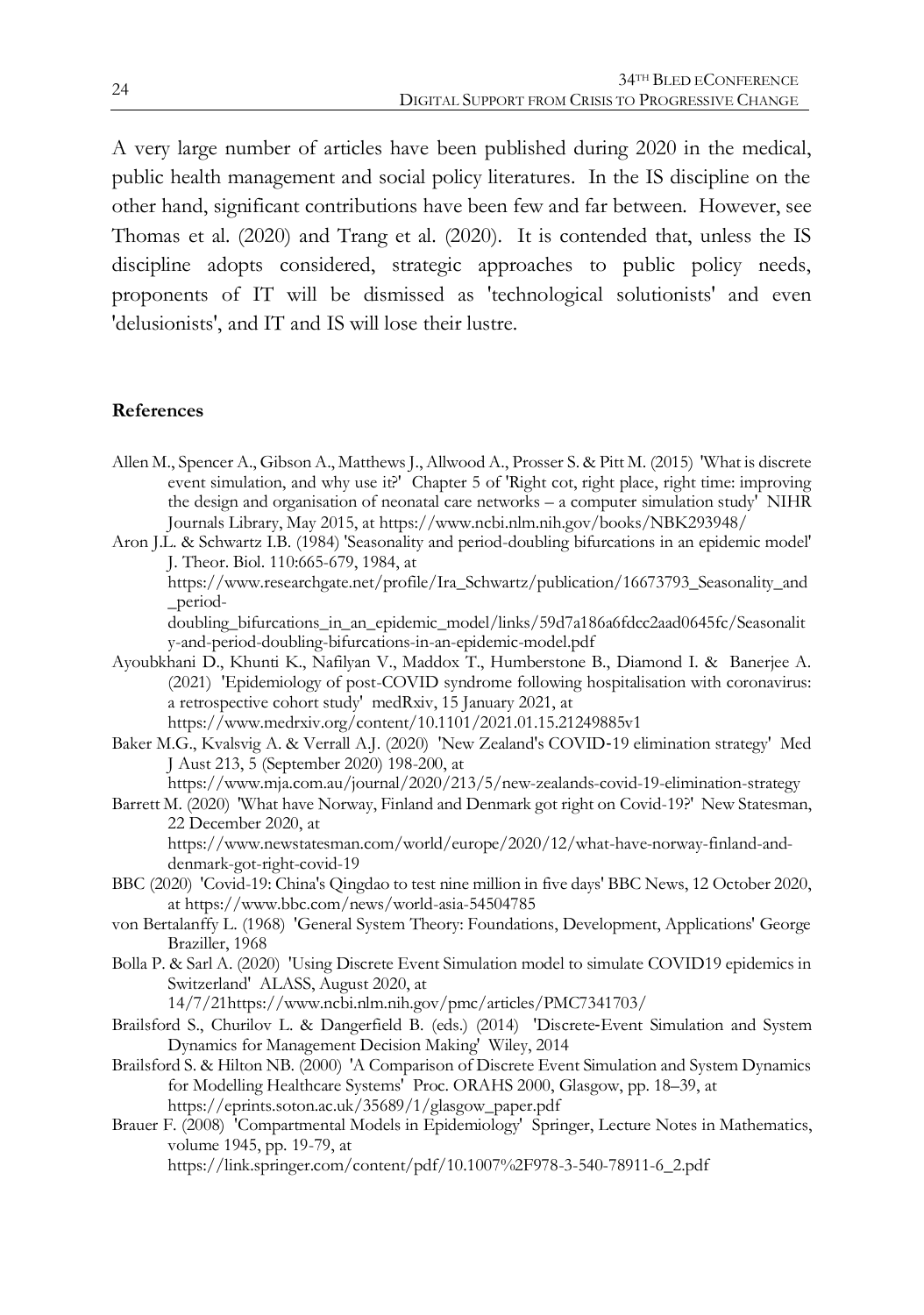A very large number of articles have been published during 2020 in the medical, public health management and social policy literatures. In the IS discipline on the other hand, significant contributions have been few and far between. However, see Thomas et al. (2020) and Trang et al. (2020). It is contended that, unless the IS discipline adopts considered, strategic approaches to public policy needs, proponents of IT will be dismissed as 'technological solutionists' and even 'delusionists', and IT and IS will lose their lustre.

**References**

Allen M., Spencer A., Gibson A., Matthews J., Allwood A., Prosser S. & Pitt M. (2015) 'What is discrete event simulation, and why use it?' Chapter 5 of 'Right cot, right place, right time: improving the design and organisation of neonatal care networks – a computer simulation study' NIHR Journals Library, May 2015, at https://www.ncbi.nlm.nih.gov/books/NBK293948/

Aron J.L. & Schwartz I.B. (1984) 'Seasonality and period-doubling bifurcations in an epidemic model' J. Theor. Biol. 110:665-679, 1984, at https://www.researchgate.net/profile/Ira_Schwartz/publication/16673793_Seasonality_and_period-doubling_bifurcations_in_an_epidemic_model/links/59d7a186a6fdcc2aad0645fc/Seasonality-and-period-doubling-bifurcations-in-an-epidemic-model.pdf

Ayoubkhani D., Khunti K., Nafilyan V., Maddox T., Humberstone B., Diamond I. & Banerjee A. (2021) 'Epidemiology of post-COVID syndrome following hospitalisation with coronavirus: a retrospective cohort study' medRxiv, 15 January 2021, at https://www.medrxiv.org/content/10.1101/2021.01.15.21249885v1

Baker M.G., Kvalsvig A. & Verrall A.J. (2020) 'New Zealand's COVID-19 elimination strategy' Med J Aust 213, 5 (September 2020) 198-200, at https://www.mja.com.au/journal/2020/213/5/new-zealands-covid-19-elimination-strategy

Barrett M. (2020) 'What have Norway, Finland and Denmark got right on Covid-19?' New Statesman, 22 December 2020, at https://www.newstatesman.com/world/europe/2020/12/what-have-norway-finland-and-denmark-got-right-covid-19

BBC (2020) 'Covid-19: China's Qingdao to test nine million in five days' BBC News, 12 October 2020, at https://www.bbc.com/news/world-asia-54504785

von Bertalanffy L. (1968) 'General System Theory: Foundations, Development, Applications' George Braziller, 1968

Bolla P. & Sarl A. (2020) 'Using Discrete Event Simulation model to simulate COVID19 epidemics in Switzerland' ALASS, August 2020, at 14/7/21https://www.ncbi.nlm.nih.gov/pmc/articles/PMC7341703/

Brailsford S., Churilov L. & Dangerfield B. (eds.) (2014) 'Discrete-Event Simulation and System Dynamics for Management Decision Making' Wiley, 2014

Brailsford S. & Hilton NB. (2000) 'A Comparison of Discrete Event Simulation and System Dynamics for Modelling Healthcare Systems' Proc. ORAHS 2000, Glasgow, pp. 18–39, at https://eprints.soton.ac.uk/35689/1/glasgow_paper.pdf

Brauer F. (2008) 'Compartmental Models in Epidemiology' Springer, Lecture Notes in Mathematics, volume 1945, pp. 19-79, at https://link.springer.com/content/pdf/10.1007%2F978-3-540-78911-6_2.pdf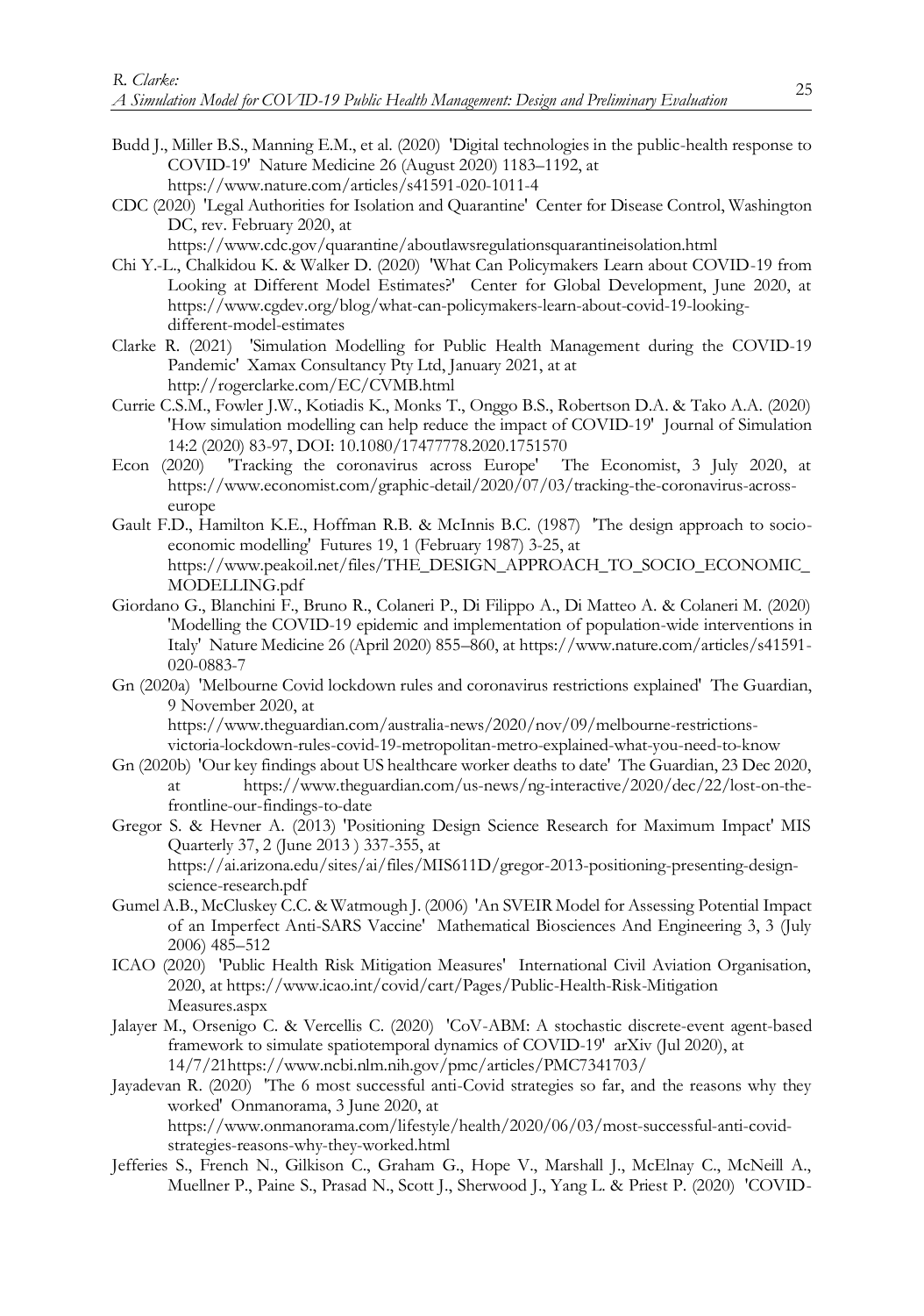Budd J., Miller B.S., Manning E.M., et al. (2020) 'Digital technologies in the public-health response to COVID-19' Nature Medicine 26 (August 2020) 1183–1192, at https://www.nature.com/articles/s41591-020-1011-4

CDC (2020) 'Legal Authorities for Isolation and Quarantine' Center for Disease Control, Washington DC, rev. February 2020, at https://www.cdc.gov/quarantine/aboutlawsregulationsquarantineisolation.html

Chi Y.-L., Chalkidou K. & Walker D. (2020) 'What Can Policymakers Learn about COVID-19 from Looking at Different Model Estimates?' Center for Global Development, June 2020, at https://www.cgdev.org/blog/what-can-policymakers-learn-about-covid-19-looking-different-model-estimates

Clarke R. (2021) 'Simulation Modelling for Public Health Management during the COVID-19 Pandemic' Xamax Consultancy Pty Ltd, January 2021, at at http://rogerclarke.com/EC/CVMB.html

Currie C.S.M., Fowler J.W., Kotiadis K., Monks T., Onggo B.S., Robertson D.A. & Tako A.A. (2020) 'How simulation modelling can help reduce the impact of COVID-19' Journal of Simulation 14:2 (2020) 83-97, DOI: 10.1080/17477778.2020.1751570

Econ (2020) 'Tracking the coronavirus across Europe' The Economist, 3 July 2020, at https://www.economist.com/graphic-detail/2020/07/03/tracking-the-coronavirus-across-europe

Gault F.D., Hamilton K.E., Hoffman R.B. & McInnis B.C. (1987) 'The design approach to socio-economic modelling' Futures 19, 1 (February 1987) 3-25, at https://www.peakoil.net/files/THE_DESIGN_APPROACH_TO_SOCIO_ECONOMIC_MODELLING.pdf

Giordano G., Blanchini F., Bruno R., Colaneri P., Di Filippo A., Di Matteo A. & Colaneri M. (2020) 'Modelling the COVID-19 epidemic and implementation of population-wide interventions in Italy' Nature Medicine 26 (April 2020) 855–860, at https://www.nature.com/articles/s41591-020-0883-7

Gn (2020a) 'Melbourne Covid lockdown rules and coronavirus restrictions explained' The Guardian, 9 November 2020, at https://www.theguardian.com/australia-news/2020/nov/09/melbourne-restrictions-victoria-lockdown-rules-covid-19-metropolitan-metro-explained-what-you-need-to-know

Gn (2020b) 'Our key findings about US healthcare worker deaths to date' The Guardian, 23 Dec 2020, at https://www.theguardian.com/us-news/ng-interactive/2020/dec/22/lost-on-the-frontline-our-findings-to-date

Gregor S. & Hevner A. (2013) 'Positioning Design Science Research for Maximum Impact' MIS Quarterly 37, 2 (June 2013 ) 337-355, at https://ai.arizona.edu/sites/ai/files/MIS611D/gregor-2013-positioning-presenting-design-science-research.pdf

Gumel A.B., McCluskey C.C. & Watmough J. (2006) 'An SVEIR Model for Assessing Potential Impact of an Imperfect Anti-SARS Vaccine' Mathematical Biosciences And Engineering 3, 3 (July 2006) 485–512

ICAO (2020) 'Public Health Risk Mitigation Measures' International Civil Aviation Organisation, 2020, at https://www.icao.int/covid/cart/Pages/Public-Health-Risk-Mitigation Measures.aspx

Jalayer M., Orsenigo C. & Vercellis C. (2020) 'CoV-ABM: A stochastic discrete-event agent-based framework to simulate spatiotemporal dynamics of COVID-19' arXiv (Jul 2020), at 14/7/21https://www.ncbi.nlm.nih.gov/pmc/articles/PMC7341703/

Jayadevan R. (2020) 'The 6 most successful anti-Covid strategies so far, and the reasons why they worked' Onmanorama, 3 June 2020, at https://www.onmanorama.com/lifestyle/health/2020/06/03/most-successful-anti-covid-strategies-reasons-why-they-worked.html

Jefferies S., French N., Gilkison C., Graham G., Hope V., Marshall J., McElnay C., McNeill A., Muellner P., Paine S., Prasad N., Scott J., Sherwood J., Yang L. & Priest P. (2020) 'COVID-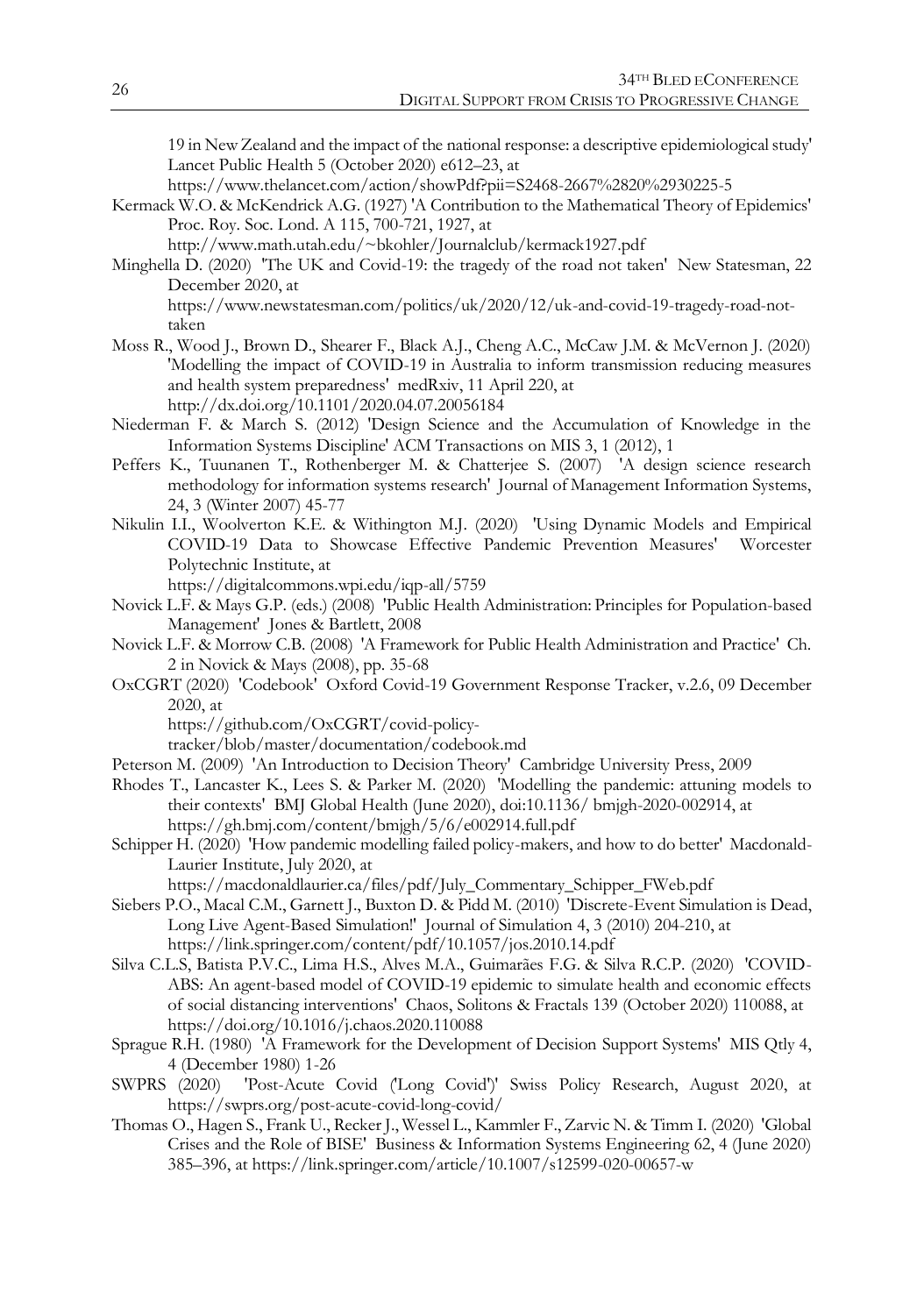19 in New Zealand and the impact of the national response: a descriptive epidemiological study' Lancet Public Health 5 (October 2020) e612–23, at https://www.thelancet.com/action/showPdf?pii=S2468-2667%2820%2930225-5

Kermack W.O. & McKendrick A.G. (1927) 'A Contribution to the Mathematical Theory of Epidemics' Proc. Roy. Soc. Lond. A 115, 700-721, 1927, at http://www.math.utah.edu/~bkohler/Journalclub/kermack1927.pdf

Minghella D. (2020) 'The UK and Covid-19: the tragedy of the road not taken' New Statesman, 22 December 2020, at https://www.newstatesman.com/politics/uk/2020/12/uk-and-covid-19-tragedy-road-not-taken

Moss R., Wood J., Brown D., Shearer F., Black A.J., Cheng A.C., McCaw J.M. & McVernon J. (2020) 'Modelling the impact of COVID-19 in Australia to inform transmission reducing measures and health system preparedness' medRxiv, 11 April 220, at http://dx.doi.org/10.1101/2020.04.07.20056184

Niederman F. & March S. (2012) 'Design Science and the Accumulation of Knowledge in the Information Systems Discipline' ACM Transactions on MIS 3, 1 (2012), 1

Peffers K., Tuunanen T., Rothenberger M. & Chatterjee S. (2007) 'A design science research methodology for information systems research' Journal of Management Information Systems, 24, 3 (Winter 2007) 45-77

Nikulin I.I., Woolverton K.E. & Withington M.J. (2020) 'Using Dynamic Models and Empirical COVID-19 Data to Showcase Effective Pandemic Prevention Measures' Worcester Polytechnic Institute, at https://digitalcommons.wpi.edu/iqp-all/5759

Novick L.F. & Mays G.P. (eds.) (2008) 'Public Health Administration: Principles for Population-based Management' Jones & Bartlett, 2008

Novick L.F. & Morrow C.B. (2008) 'A Framework for Public Health Administration and Practice' Ch. 2 in Novick & Mays (2008), pp. 35-68

OxCGRT (2020) 'Codebook' Oxford Covid-19 Government Response Tracker, v.2.6, 09 December 2020, at https://github.com/OxCGRT/covid-policy-tracker/blob/master/documentation/codebook.md

Peterson M. (2009) 'An Introduction to Decision Theory' Cambridge University Press, 2009

Rhodes T., Lancaster K., Lees S. & Parker M. (2020) 'Modelling the pandemic: attuning models to their contexts' BMJ Global Health (June 2020), doi:10.1136/ bmjgh-2020-002914, at https://gh.bmj.com/content/bmjgh/5/6/e002914.full.pdf

Schipper H. (2020) 'How pandemic modelling failed policy-makers, and how to do better' Macdonald-Laurier Institute, July 2020, at https://macdonaldlaurier.ca/files/pdf/July_Commentary_Schipper_FWeb.pdf

Siebers P.O., Macal C.M., Garnett J., Buxton D. & Pidd M. (2010) 'Discrete-Event Simulation is Dead, Long Live Agent-Based Simulation!' Journal of Simulation 4, 3 (2010) 204-210, at https://link.springer.com/content/pdf/10.1057/jos.2010.14.pdf

Silva C.L.S, Batista P.V.C., Lima H.S., Alves M.A., Guimarães F.G. & Silva R.C.P. (2020) 'COVID-ABS: An agent-based model of COVID-19 epidemic to simulate health and economic effects of social distancing interventions' Chaos, Solitons & Fractals 139 (October 2020) 110088, at https://doi.org/10.1016/j.chaos.2020.110088

Sprague R.H. (1980) 'A Framework for the Development of Decision Support Systems' MIS Qtly 4, 4 (December 1980) 1-26

SWPRS (2020) 'Post-Acute Covid ('Long Covid')' Swiss Policy Research, August 2020, at https://swprs.org/post-acute-covid-long-covid/

Thomas O., Hagen S., Frank U., Recker J., Wessel L., Kammler F., Zarvic N. & Timm I. (2020) 'Global Crises and the Role of BISE' Business & Information Systems Engineering 62, 4 (June 2020) 385–396, at https://link.springer.com/article/10.1007/s12599-020-00657-w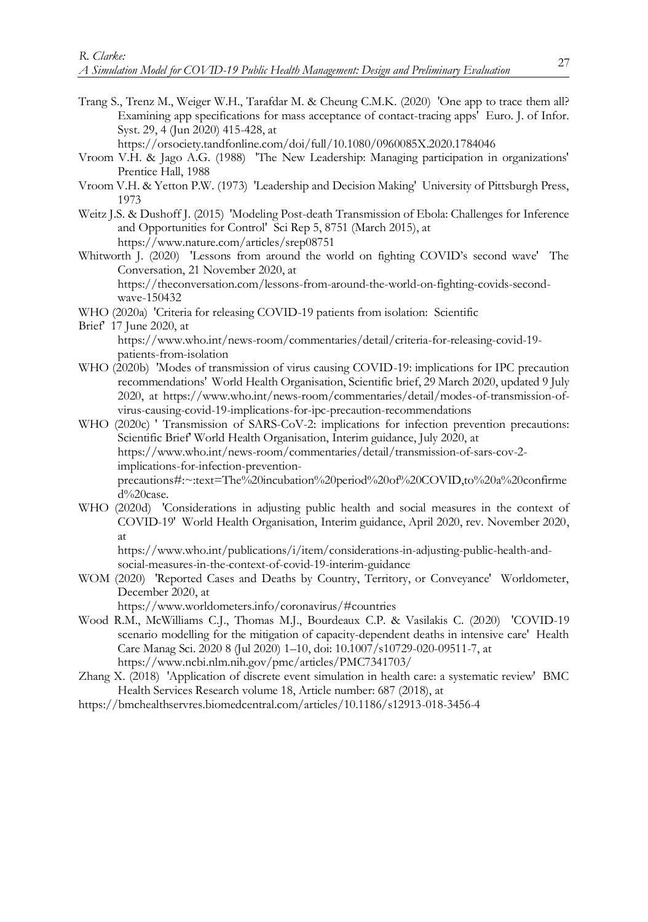Trang S., Trenz M., Weiger W.H., Tarafdar M. & Cheung C.M.K. (2020) 'One app to trace them all? Examining app specifications for mass acceptance of contact-tracing apps' Euro. J. of Infor. Syst. 29, 4 (Jun 2020) 415-428, at https://orsociety.tandfonline.com/doi/full/10.1080/0960085X.2020.1784046

Vroom V.H. & Jago A.G. (1988) 'The New Leadership: Managing participation in organizations' Prentice Hall, 1988

Vroom V.H. & Yetton P.W. (1973) 'Leadership and Decision Making' University of Pittsburgh Press, 1973

Weitz J.S. & Dushoff J. (2015) 'Modeling Post-death Transmission of Ebola: Challenges for Inference and Opportunities for Control' Sci Rep 5, 8751 (March 2015), at https://www.nature.com/articles/srep08751

Whitworth J. (2020) 'Lessons from around the world on fighting COVID's second wave' The Conversation, 21 November 2020, at https://theconversation.com/lessons-from-around-the-world-on-fighting-covids-second-wave-150432

WHO (2020a) 'Criteria for releasing COVID-19 patients from isolation: Scientific Brief' 17 June 2020, at https://www.who.int/news-room/commentaries/detail/criteria-for-releasing-covid-19-patients-from-isolation

WHO (2020b) 'Modes of transmission of virus causing COVID-19: implications for IPC precaution recommendations' World Health Organisation, Scientific brief, 29 March 2020, updated 9 July 2020, at https://www.who.int/news-room/commentaries/detail/modes-of-transmission-of-virus-causing-covid-19-implications-for-ipc-precaution-recommendations

WHO (2020c) ' Transmission of SARS-CoV-2: implications for infection prevention precautions: Scientific Brief' World Health Organisation, Interim guidance, July 2020, at https://www.who.int/news-room/commentaries/detail/transmission-of-sars-cov-2-implications-for-infection-prevention-precautions#:~:text=The%20incubation%20period%20of%20COVID,to%20a%20confirmed%20case.

WHO (2020d) 'Considerations in adjusting public health and social measures in the context of COVID-19' World Health Organisation, Interim guidance, April 2020, rev. November 2020, at https://www.who.int/publications/i/item/considerations-in-adjusting-public-health-and-social-measures-in-the-context-of-covid-19-interim-guidance

WOM (2020) 'Reported Cases and Deaths by Country, Territory, or Conveyance' Worldometer, December 2020, at https://www.worldometers.info/coronavirus/#countries

Wood R.M., McWilliams C.J., Thomas M.J., Bourdeaux C.P. & Vasilakis C. (2020) 'COVID-19 scenario modelling for the mitigation of capacity-dependent deaths in intensive care' Health Care Manag Sci. 2020 8 (Jul 2020) 1–10, doi: 10.1007/s10729-020-09511-7, at https://www.ncbi.nlm.nih.gov/pmc/articles/PMC7341703/

Zhang X. (2018) 'Application of discrete event simulation in health care: a systematic review' BMC Health Services Research volume 18, Article number: 687 (2018), at https://bmchealthservres.biomedcentral.com/articles/10.1186/s12913-018-3456-4